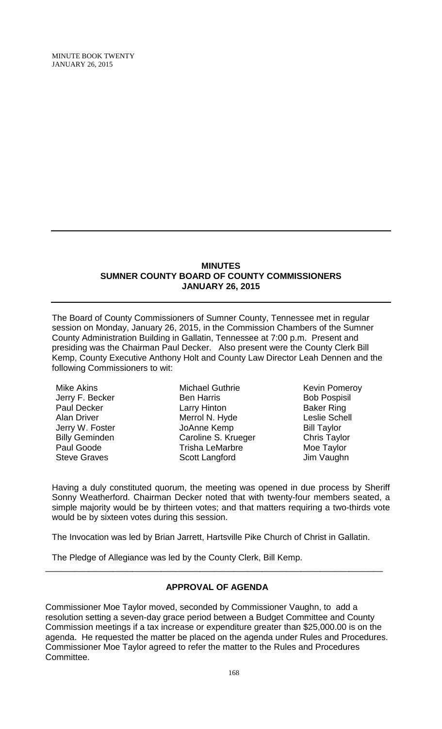## MINUTES
## SUMNER COUNTY BOARD OF COUNTY COMMISSIONERS
## JANUARY 26, 2015

The Board of County Commissioners of Sumner County, Tennessee met in regular session on Monday, January 26, 2015, in the Commission Chambers of the Sumner County Administration Building in Gallatin, Tennessee at 7:00 p.m. Present and presiding was the Chairman Paul Decker. Also present were the County Clerk Bill Kemp, County Executive Anthony Holt and County Law Director Leah Dennen and the following Commissioners to wit:

| | | |
|---|---|---|
| Mike Akins | Michael Guthrie | Kevin Pomeroy |
| Jerry F. Becker | Ben Harris | Bob Pospisil |
| Paul Decker | Larry Hinton | Baker Ring |
| Alan Driver | Merrol N. Hyde | Leslie Schell |
| Jerry W. Foster | JoAnne Kemp | Bill Taylor |
| Billy Geminden | Caroline S. Krueger | Chris Taylor |
| Paul Goode | Trisha LeMarbre | Moe Taylor |
| Steve Graves | Scott Langford | Jim Vaughn |

Having a duly constituted quorum, the meeting was opened in due process by Sheriff Sonny Weatherford. Chairman Decker noted that with twenty-four members seated, a simple majority would be by thirteen votes; and that matters requiring a two-thirds vote would be by sixteen votes during this session.

The Invocation was led by Brian Jarrett, Hartsville Pike Church of Christ in Gallatin.

The Pledge of Allegiance was led by the County Clerk, Bill Kemp.

---

### APPROVAL OF AGENDA

Commissioner Moe Taylor moved, seconded by Commissioner Vaughn, to add a resolution setting a seven-day grace period between a Budget Committee and County Commission meetings if a tax increase or expenditure greater than $25,000.00 is on the agenda. He requested the matter be placed on the agenda under Rules and Procedures. Commissioner Moe Taylor agreed to refer the matter to the Rules and Procedures Committee.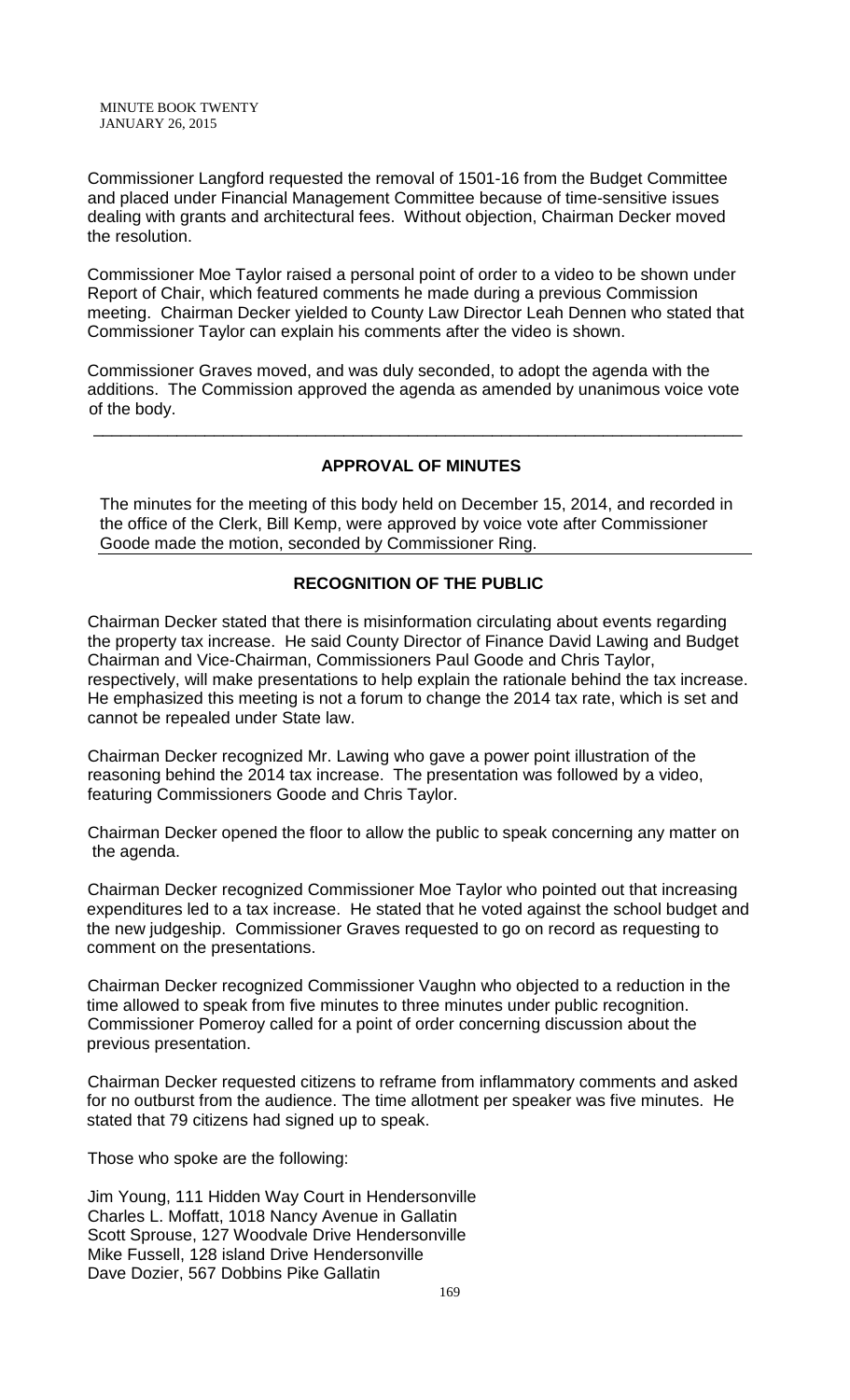Commissioner Langford requested the removal of 1501-16 from the Budget Committee and placed under Financial Management Committee because of time-sensitive issues dealing with grants and architectural fees. Without objection, Chairman Decker moved the resolution.

Commissioner Moe Taylor raised a personal point of order to a video to be shown under Report of Chair, which featured comments he made during a previous Commission meeting. Chairman Decker yielded to County Law Director Leah Dennen who stated that Commissioner Taylor can explain his comments after the video is shown.

Commissioner Graves moved, and was duly seconded, to adopt the agenda with the additions. The Commission approved the agenda as amended by unanimous voice vote of the body.

---

## APPROVAL OF MINUTES

The minutes for the meeting of this body held on December 15, 2014, and recorded in the office of the Clerk, Bill Kemp, were approved by voice vote after Commissioner Goode made the motion, seconded by Commissioner Ring.

## RECOGNITION OF THE PUBLIC

Chairman Decker stated that there is misinformation circulating about events regarding the property tax increase. He said County Director of Finance David Lawing and Budget Chairman and Vice-Chairman, Commissioners Paul Goode and Chris Taylor, respectively, will make presentations to help explain the rationale behind the tax increase. He emphasized this meeting is not a forum to change the 2014 tax rate, which is set and cannot be repealed under State law.

Chairman Decker recognized Mr. Lawing who gave a power point illustration of the reasoning behind the 2014 tax increase. The presentation was followed by a video, featuring Commissioners Goode and Chris Taylor.

Chairman Decker opened the floor to allow the public to speak concerning any matter on the agenda.

Chairman Decker recognized Commissioner Moe Taylor who pointed out that increasing expenditures led to a tax increase. He stated that he voted against the school budget and the new judgeship. Commissioner Graves requested to go on record as requesting to comment on the presentations.

Chairman Decker recognized Commissioner Vaughn who objected to a reduction in the time allowed to speak from five minutes to three minutes under public recognition. Commissioner Pomeroy called for a point of order concerning discussion about the previous presentation.

Chairman Decker requested citizens to reframe from inflammatory comments and asked for no outburst from the audience. The time allotment per speaker was five minutes. He stated that 79 citizens had signed up to speak.

Those who spoke are the following:

Jim Young, 111 Hidden Way Court in Hendersonville
Charles L. Moffatt, 1018 Nancy Avenue in Gallatin
Scott Sprouse, 127 Woodvale Drive Hendersonville
Mike Fussell, 128 island Drive Hendersonville
Dave Dozier, 567 Dobbins Pike Gallatin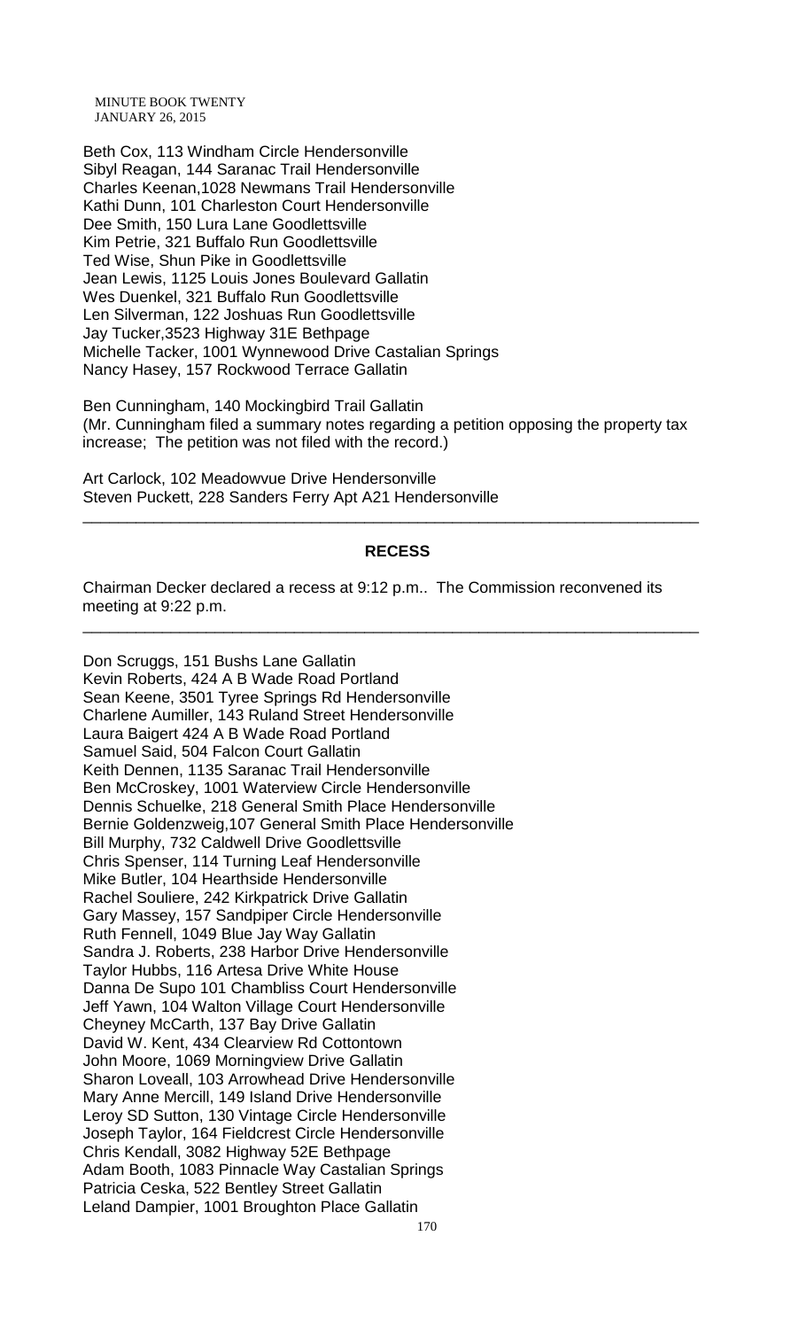Beth Cox, 113 Windham Circle Hendersonville
Sibyl Reagan, 144 Saranac Trail Hendersonville
Charles Keenan,1028 Newmans Trail Hendersonville
Kathi Dunn, 101 Charleston Court Hendersonville
Dee Smith, 150 Lura Lane Goodlettsville
Kim Petrie, 321 Buffalo Run Goodlettsville
Ted Wise, Shun Pike in Goodlettsville
Jean Lewis, 1125 Louis Jones Boulevard Gallatin
Wes Duenkel, 321 Buffalo Run Goodlettsville
Len Silverman, 122 Joshuas Run Goodlettsville
Jay Tucker,3523 Highway 31E Bethpage
Michelle Tacker, 1001 Wynnewood Drive Castalian Springs
Nancy Hasey, 157 Rockwood Terrace Gallatin

Ben Cunningham, 140 Mockingbird Trail Gallatin
(Mr. Cunningham filed a summary notes regarding a petition opposing the property tax increase; The petition was not filed with the record.)

Art Carlock, 102 Meadowvue Drive Hendersonville
Steven Puckett, 228 Sanders Ferry Apt A21 Hendersonville

---

## RECESS

Chairman Decker declared a recess at 9:12 p.m.. The Commission reconvened its meeting at 9:22 p.m.

---

Don Scruggs, 151 Bushs Lane Gallatin
Kevin Roberts, 424 A B Wade Road Portland
Sean Keene, 3501 Tyree Springs Rd Hendersonville
Charlene Aumiller, 143 Ruland Street Hendersonville
Laura Baigert 424 A B Wade Road Portland
Samuel Said, 504 Falcon Court Gallatin
Keith Dennen, 1135 Saranac Trail Hendersonville
Ben McCroskey, 1001 Waterview Circle Hendersonville
Dennis Schuelke, 218 General Smith Place Hendersonville
Bernie Goldenzweig,107 General Smith Place Hendersonville
Bill Murphy, 732 Caldwell Drive Goodlettsville
Chris Spenser, 114 Turning Leaf Hendersonville
Mike Butler, 104 Hearthside Hendersonville
Rachel Souliere, 242 Kirkpatrick Drive Gallatin
Gary Massey, 157 Sandpiper Circle Hendersonville
Ruth Fennell, 1049 Blue Jay Way Gallatin
Sandra J. Roberts, 238 Harbor Drive Hendersonville
Taylor Hubbs, 116 Artesa Drive White House
Danna De Supo 101 Chambliss Court Hendersonville
Jeff Yawn, 104 Walton Village Court Hendersonville
Cheyney McCarth, 137 Bay Drive Gallatin
David W. Kent, 434 Clearview Rd Cottontown
John Moore, 1069 Morningview Drive Gallatin
Sharon Loveall, 103 Arrowhead Drive Hendersonville
Mary Anne Mercill, 149 Island Drive Hendersonville
Leroy SD Sutton, 130 Vintage Circle Hendersonville
Joseph Taylor, 164 Fieldcrest Circle Hendersonville
Chris Kendall, 3082 Highway 52E Bethpage
Adam Booth, 1083 Pinnacle Way Castalian Springs
Patricia Ceska, 522 Bentley Street Gallatin
Leland Dampier, 1001 Broughton Place Gallatin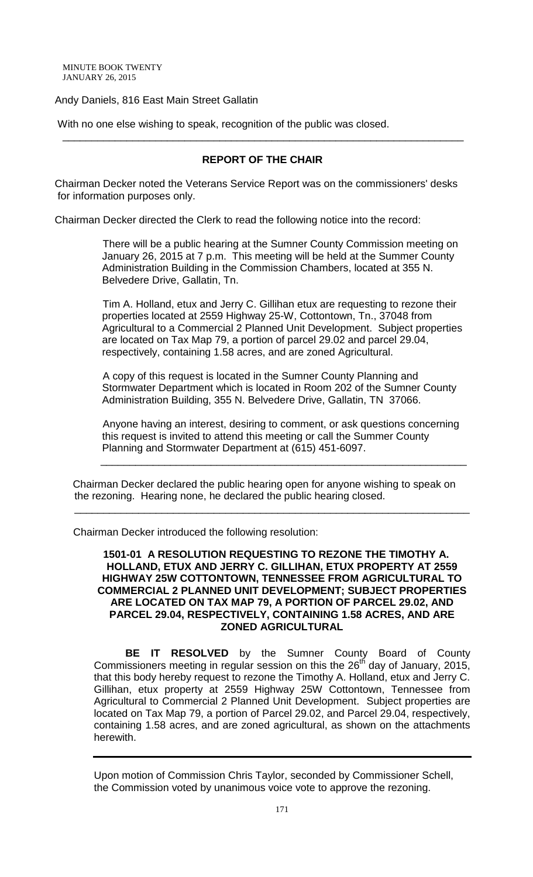Andy Daniels, 816 East Main Street Gallatin

With no one else wishing to speak, recognition of the public was closed.

---

**REPORT OF THE CHAIR**

Chairman Decker noted the Veterans Service Report was on the commissioners' desks for information purposes only.

Chairman Decker directed the Clerk to read the following notice into the record:

> There will be a public hearing at the Sumner County Commission meeting on January 26, 2015 at 7 p.m. This meeting will be held at the Summer County Administration Building in the Commission Chambers, located at 355 N. Belvedere Drive, Gallatin, Tn.
>
> Tim A. Holland, etux and Jerry C. Gillihan etux are requesting to rezone their properties located at 2559 Highway 25-W, Cottontown, Tn., 37048 from Agricultural to a Commercial 2 Planned Unit Development. Subject properties are located on Tax Map 79, a portion of parcel 29.02 and parcel 29.04, respectively, containing 1.58 acres, and are zoned Agricultural.
>
> A copy of this request is located in the Sumner County Planning and Stormwater Department which is located in Room 202 of the Sumner County Administration Building, 355 N. Belvedere Drive, Gallatin, TN 37066.
>
> Anyone having an interest, desiring to comment, or ask questions concerning this request is invited to attend this meeting or call the Summer County Planning and Stormwater Department at (615) 451-6097.

---

Chairman Decker declared the public hearing open for anyone wishing to speak on the rezoning. Hearing none, he declared the public hearing closed.

---

Chairman Decker introduced the following resolution:

**1501-01 A RESOLUTION REQUESTING TO REZONE THE TIMOTHY A. HOLLAND, ETUX AND JERRY C. GILLIHAN, ETUX PROPERTY AT 2559 HIGHWAY 25W COTTONTOWN, TENNESSEE FROM AGRICULTURAL TO COMMERCIAL 2 PLANNED UNIT DEVELOPMENT; SUBJECT PROPERTIES ARE LOCATED ON TAX MAP 79, A PORTION OF PARCEL 29.02, AND PARCEL 29.04, RESPECTIVELY, CONTAINING 1.58 ACRES, AND ARE ZONED AGRICULTURAL**

**BE IT RESOLVED** by the Sumner County Board of County Commissioners meeting in regular session on this the 26th day of January, 2015, that this body hereby request to rezone the Timothy A. Holland, etux and Jerry C. Gillihan, etux property at 2559 Highway 25W Cottontown, Tennessee from Agricultural to Commercial 2 Planned Unit Development. Subject properties are located on Tax Map 79, a portion of Parcel 29.02, and Parcel 29.04, respectively, containing 1.58 acres, and are zoned agricultural, as shown on the attachments herewith.

---

Upon motion of Commission Chris Taylor, seconded by Commissioner Schell, the Commission voted by unanimous voice vote to approve the rezoning.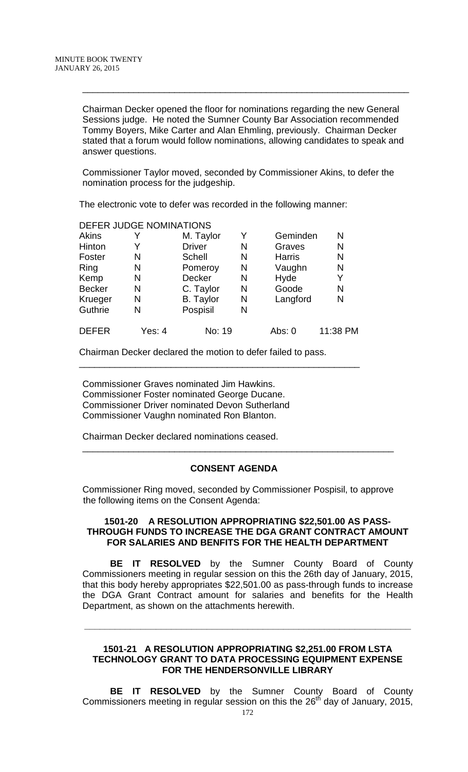Chairman Decker opened the floor for nominations regarding the new General Sessions judge. He noted the Sumner County Bar Association recommended Tommy Boyers, Mike Carter and Alan Ehmling, previously. Chairman Decker stated that a forum would follow nominations, allowing candidates to speak and answer questions.

Commissioner Taylor moved, seconded by Commissioner Akins, to defer the nomination process for the judgeship.

The electronic vote to defer was recorded in the following manner:

| DEFER JUDGE NOMINATIONS | | | | | |
|---|---|---|---|---|---|
| Akins | Y | M. Taylor | Y | Geminden | N |
| Hinton | Y | Driver | N | Graves | N |
| Foster | N | Schell | N | Harris | N |
| Ring | N | Pomeroy | N | Vaughn | N |
| Kemp | N | Decker | N | Hyde | Y |
| Becker | N | C. Taylor | N | Goode | N |
| Krueger | N | B. Taylor | N | Langford | N |
| Guthrie | N | Pospisil | N | | |
| DEFER | Yes: 4 | No: 19 | | Abs: 0 | 11:38 PM |

Chairman Decker declared the motion to defer failed to pass.

---

Commissioner Graves nominated Jim Hawkins.
Commissioner Foster nominated George Ducane.
Commissioner Driver nominated Devon Sutherland
Commissioner Vaughn nominated Ron Blanton.

Chairman Decker declared nominations ceased.

---

**CONSENT AGENDA**

Commissioner Ring moved, seconded by Commissioner Pospisil, to approve the following items on the Consent Agenda:

**1501-20 A RESOLUTION APPROPRIATING $22,501.00 AS PASS-THROUGH FUNDS TO INCREASE THE DGA GRANT CONTRACT AMOUNT FOR SALARIES AND BENFITS FOR THE HEALTH DEPARTMENT**

**BE IT RESOLVED** by the Sumner County Board of County Commissioners meeting in regular session on this the 26th day of January, 2015, that this body hereby appropriates $22,501.00 as pass-through funds to increase the DGA Grant Contract amount for salaries and benefits for the Health Department, as shown on the attachments herewith.

---

**1501-21 A RESOLUTION APPROPRIATING $2,251.00 FROM LSTA TECHNOLOGY GRANT TO DATA PROCESSING EQUIPMENT EXPENSE FOR THE HENDERSONVILLE LIBRARY**

**BE IT RESOLVED** by the Sumner County Board of County Commissioners meeting in regular session on this the 26th day of January, 2015,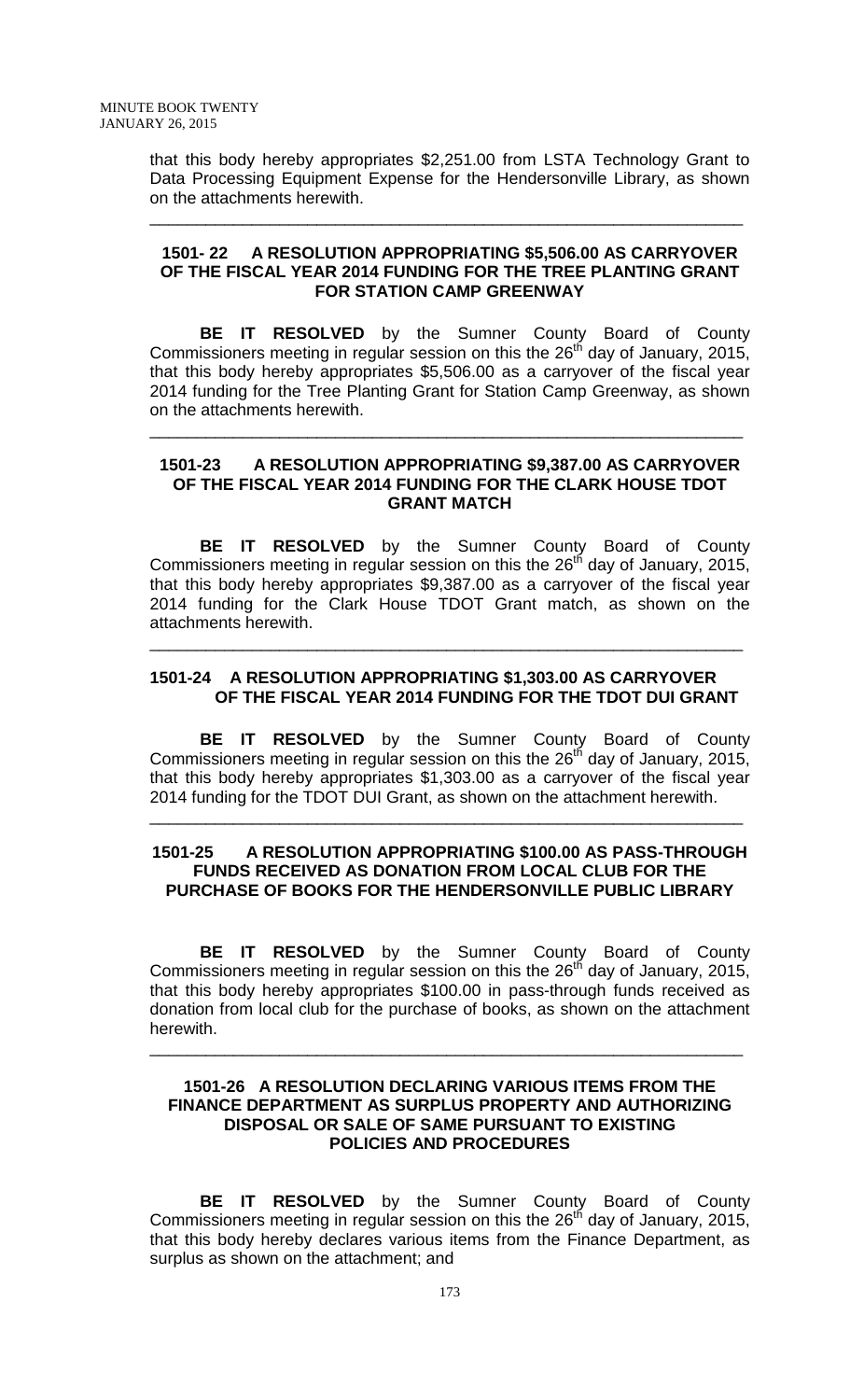that this body hereby appropriates $2,251.00 from LSTA Technology Grant to Data Processing Equipment Expense for the Hendersonville Library, as shown on the attachments herewith.

---

**1501- 22 A RESOLUTION APPROPRIATING $5,506.00 AS CARRYOVER OF THE FISCAL YEAR 2014 FUNDING FOR THE TREE PLANTING GRANT FOR STATION CAMP GREENWAY**

**BE IT RESOLVED** by the Sumner County Board of County Commissioners meeting in regular session on this the 26th day of January, 2015, that this body hereby appropriates $5,506.00 as a carryover of the fiscal year 2014 funding for the Tree Planting Grant for Station Camp Greenway, as shown on the attachments herewith.

---

**1501-23 A RESOLUTION APPROPRIATING $9,387.00 AS CARRYOVER OF THE FISCAL YEAR 2014 FUNDING FOR THE CLARK HOUSE TDOT GRANT MATCH**

**BE IT RESOLVED** by the Sumner County Board of County Commissioners meeting in regular session on this the 26th day of January, 2015, that this body hereby appropriates $9,387.00 as a carryover of the fiscal year 2014 funding for the Clark House TDOT Grant match, as shown on the attachments herewith.

---

**1501-24 A RESOLUTION APPROPRIATING $1,303.00 AS CARRYOVER OF THE FISCAL YEAR 2014 FUNDING FOR THE TDOT DUI GRANT**

**BE IT RESOLVED** by the Sumner County Board of County Commissioners meeting in regular session on this the 26th day of January, 2015, that this body hereby appropriates $1,303.00 as a carryover of the fiscal year 2014 funding for the TDOT DUI Grant, as shown on the attachment herewith.

---

**1501-25 A RESOLUTION APPROPRIATING $100.00 AS PASS-THROUGH FUNDS RECEIVED AS DONATION FROM LOCAL CLUB FOR THE PURCHASE OF BOOKS FOR THE HENDERSONVILLE PUBLIC LIBRARY**

**BE IT RESOLVED** by the Sumner County Board of County Commissioners meeting in regular session on this the 26th day of January, 2015, that this body hereby appropriates $100.00 in pass-through funds received as donation from local club for the purchase of books, as shown on the attachment herewith.

---

**1501-26 A RESOLUTION DECLARING VARIOUS ITEMS FROM THE FINANCE DEPARTMENT AS SURPLUS PROPERTY AND AUTHORIZING DISPOSAL OR SALE OF SAME PURSUANT TO EXISTING POLICIES AND PROCEDURES**

**BE IT RESOLVED** by the Sumner County Board of County Commissioners meeting in regular session on this the 26th day of January, 2015, that this body hereby declares various items from the Finance Department, as surplus as shown on the attachment; and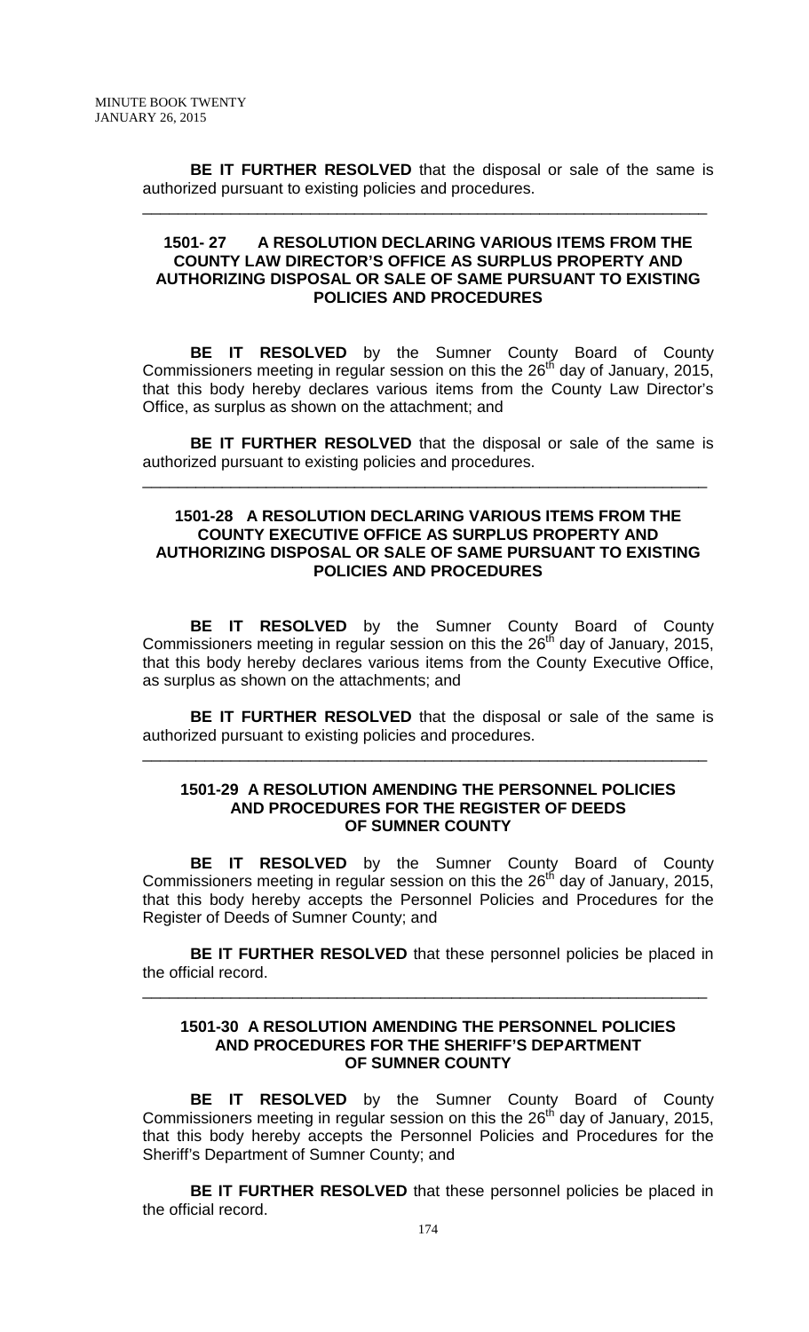**BE IT FURTHER RESOLVED** that the disposal or sale of the same is authorized pursuant to existing policies and procedures.

---

**1501- 27 A RESOLUTION DECLARING VARIOUS ITEMS FROM THE COUNTY LAW DIRECTOR'S OFFICE AS SURPLUS PROPERTY AND AUTHORIZING DISPOSAL OR SALE OF SAME PURSUANT TO EXISTING POLICIES AND PROCEDURES**

**BE IT RESOLVED** by the Sumner County Board of County Commissioners meeting in regular session on this the 26th day of January, 2015, that this body hereby declares various items from the County Law Director's Office, as surplus as shown on the attachment; and

**BE IT FURTHER RESOLVED** that the disposal or sale of the same is authorized pursuant to existing policies and procedures.

---

**1501-28 A RESOLUTION DECLARING VARIOUS ITEMS FROM THE COUNTY EXECUTIVE OFFICE AS SURPLUS PROPERTY AND AUTHORIZING DISPOSAL OR SALE OF SAME PURSUANT TO EXISTING POLICIES AND PROCEDURES**

**BE IT RESOLVED** by the Sumner County Board of County Commissioners meeting in regular session on this the 26th day of January, 2015, that this body hereby declares various items from the County Executive Office, as surplus as shown on the attachments; and

**BE IT FURTHER RESOLVED** that the disposal or sale of the same is authorized pursuant to existing policies and procedures.

---

**1501-29 A RESOLUTION AMENDING THE PERSONNEL POLICIES AND PROCEDURES FOR THE REGISTER OF DEEDS OF SUMNER COUNTY**

**BE IT RESOLVED** by the Sumner County Board of County Commissioners meeting in regular session on this the 26th day of January, 2015, that this body hereby accepts the Personnel Policies and Procedures for the Register of Deeds of Sumner County; and

**BE IT FURTHER RESOLVED** that these personnel policies be placed in the official record.

---

**1501-30 A RESOLUTION AMENDING THE PERSONNEL POLICIES AND PROCEDURES FOR THE SHERIFF'S DEPARTMENT OF SUMNER COUNTY**

**BE IT RESOLVED** by the Sumner County Board of County Commissioners meeting in regular session on this the 26th day of January, 2015, that this body hereby accepts the Personnel Policies and Procedures for the Sheriff's Department of Sumner County; and

**BE IT FURTHER RESOLVED** that these personnel policies be placed in the official record.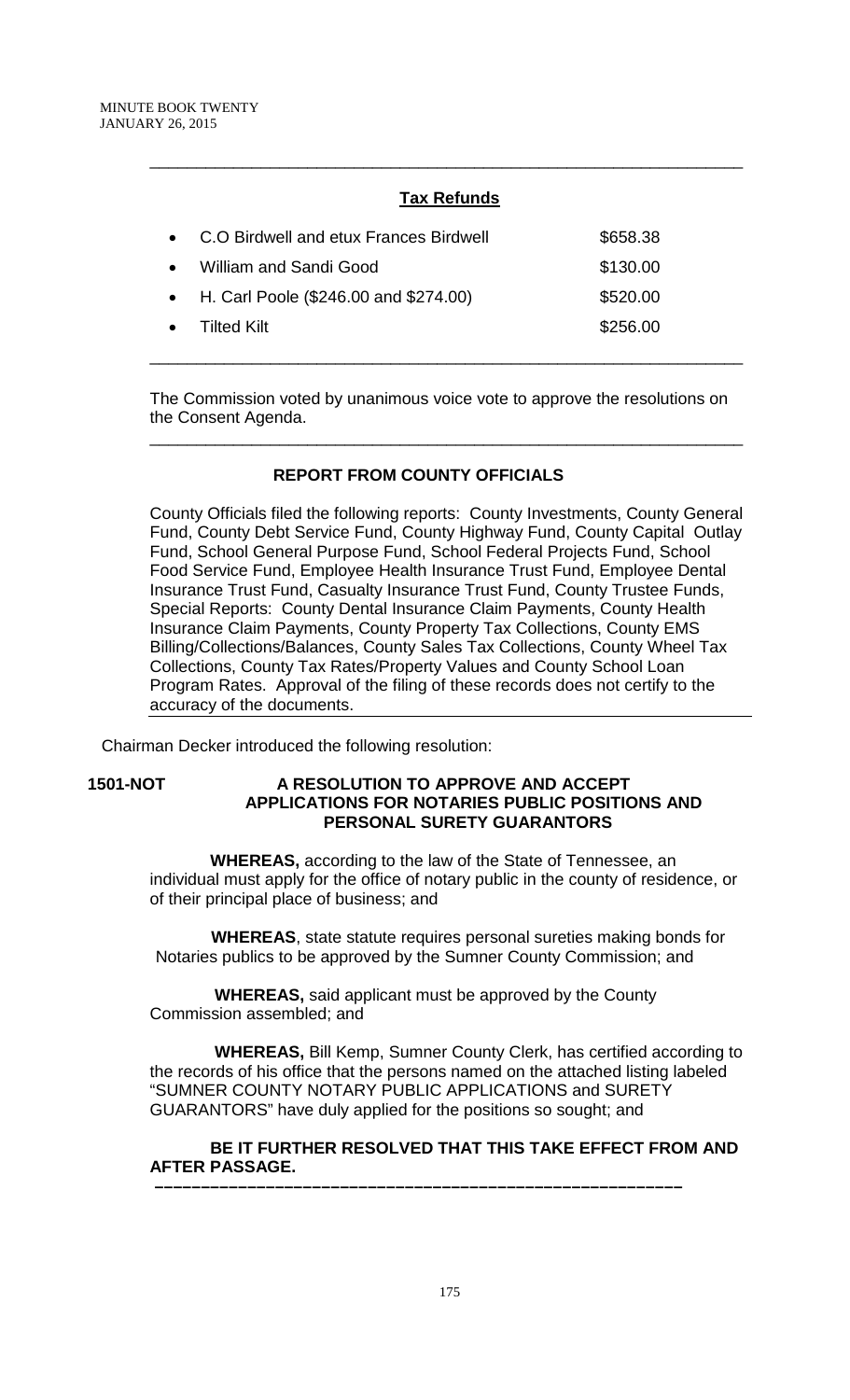---

**Tax Refunds**

- C.O Birdwell and etux Frances Birdwell $658.38
- William and Sandi Good $130.00
- H. Carl Poole ($246.00 and $274.00) $520.00
- Tilted Kilt $256.00

---

The Commission voted by unanimous voice vote to approve the resolutions on the Consent Agenda.

---

**REPORT FROM COUNTY OFFICIALS**

County Officials filed the following reports: County Investments, County General Fund, County Debt Service Fund, County Highway Fund, County Capital Outlay Fund, School General Purpose Fund, School Federal Projects Fund, School Food Service Fund, Employee Health Insurance Trust Fund, Employee Dental Insurance Trust Fund, Casualty Insurance Trust Fund, County Trustee Funds, Special Reports: County Dental Insurance Claim Payments, County Health Insurance Claim Payments, County Property Tax Collections, County EMS Billing/Collections/Balances, County Sales Tax Collections, County Wheel Tax Collections, County Tax Rates/Property Values and County School Loan Program Rates. Approval of the filing of these records does not certify to the accuracy of the documents.

---

Chairman Decker introduced the following resolution:

**1501-NOT A RESOLUTION TO APPROVE AND ACCEPT APPLICATIONS FOR NOTARIES PUBLIC POSITIONS AND PERSONAL SURETY GUARANTORS**

**WHEREAS,** according to the law of the State of Tennessee, an individual must apply for the office of notary public in the county of residence, or of their principal place of business; and

**WHEREAS**, state statute requires personal sureties making bonds for Notaries publics to be approved by the Sumner County Commission; and

**WHEREAS,** said applicant must be approved by the County Commission assembled; and

**WHEREAS,** Bill Kemp, Sumner County Clerk, has certified according to the records of his office that the persons named on the attached listing labeled "SUMNER COUNTY NOTARY PUBLIC APPLICATIONS and SURETY GUARANTORS" have duly applied for the positions so sought; and

**BE IT FURTHER RESOLVED THAT THIS TAKE EFFECT FROM AND AFTER PASSAGE.**

---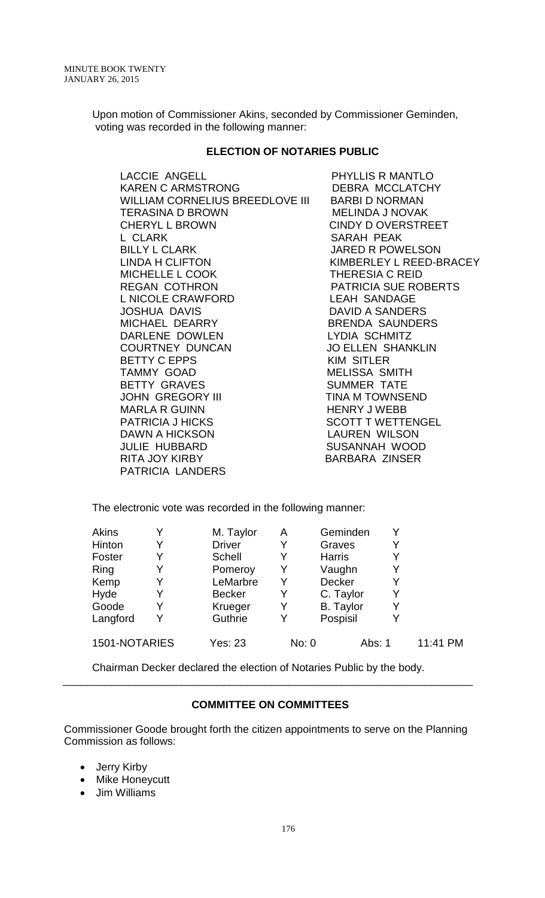Upon motion of Commissioner Akins, seconded by Commissioner Geminden, voting was recorded in the following manner:

## ELECTION OF NOTARIES PUBLIC

LACCIE ANGELL
KAREN C ARMSTRONG
WILLIAM CORNELIUS BREEDLOVE III
TERASINA D BROWN
CHERYL L BROWN
L CLARK
BILLY L CLARK
LINDA H CLIFTON
MICHELLE L COOK
REGAN COTHRON
L NICOLE CRAWFORD
JOSHUA DAVIS
MICHAEL DEARRY
DARLENE DOWLEN
COURTNEY DUNCAN
BETTY C EPPS
TAMMY GOAD
BETTY GRAVES
JOHN GREGORY III
MARLA R GUINN
PATRICIA J HICKS
DAWN A HICKSON
JULIE HUBBARD
RITA JOY KIRBY
PATRICIA LANDERS
PHYLLIS R MANTLO
DEBRA MCCLATCHY
BARBI D NORMAN
MELINDA J NOVAK
CINDY D OVERSTREET
SARAH PEAK
JARED R POWELSON
KIMBERLEY L REED-BRACEY
THERESIA C REID
PATRICIA SUE ROBERTS
LEAH SANDAGE
DAVID A SANDERS
BRENDA SAUNDERS
LYDIA SCHMITZ
JO ELLEN SHANKLIN
KIM SITLER
MELISSA SMITH
SUMMER TATE
TINA M TOWNSEND
HENRY J WEBB
SCOTT T WETTENGEL
LAUREN WILSON
SUSANNAH WOOD
BARBARA ZINSER

The electronic vote was recorded in the following manner:

| | | | | | |
|---|---|---|---|---|---|
| Akins | Y | M. Taylor | A | Geminden | Y |
| Hinton | Y | Driver | Y | Graves | Y |
| Foster | Y | Schell | Y | Harris | Y |
| Ring | Y | Pomeroy | Y | Vaughn | Y |
| Kemp | Y | LeMarbre | Y | Decker | Y |
| Hyde | Y | Becker | Y | C. Taylor | Y |
| Goode | Y | Krueger | Y | B. Taylor | Y |
| Langford | Y | Guthrie | Y | Pospisil | Y |

1501-NOTARIES Yes: 23 No: 0 Abs: 1 11:41 PM

Chairman Decker declared the election of Notaries Public by the body.

---

## COMMITTEE ON COMMITTEES

Commissioner Goode brought forth the citizen appointments to serve on the Planning Commission as follows:

- Jerry Kirby
- Mike Honeycutt
- Jim Williams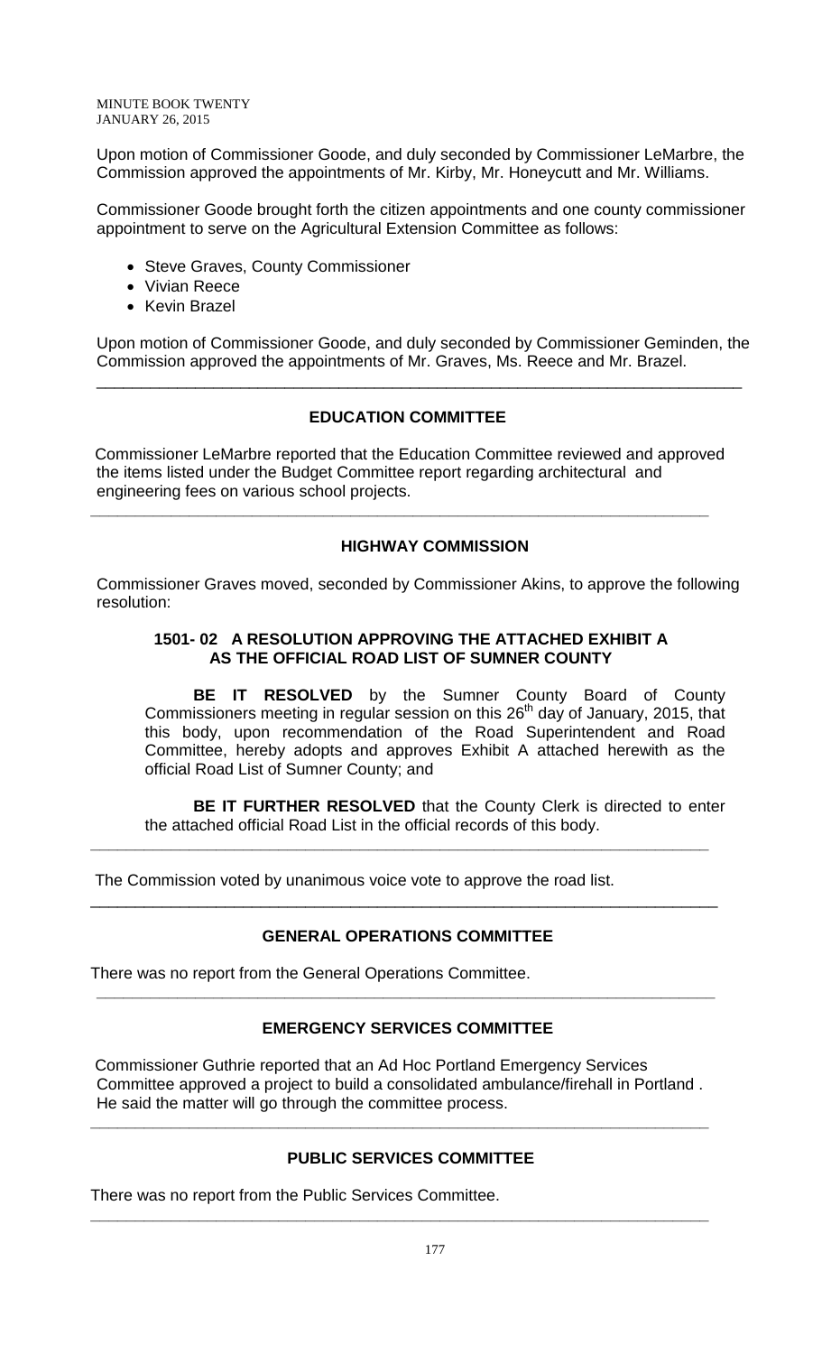Upon motion of Commissioner Goode, and duly seconded by Commissioner LeMarbre, the Commission approved the appointments of Mr. Kirby, Mr. Honeycutt and Mr. Williams.

Commissioner Goode brought forth the citizen appointments and one county commissioner appointment to serve on the Agricultural Extension Committee as follows:

- Steve Graves, County Commissioner
- Vivian Reece
- Kevin Brazel

Upon motion of Commissioner Goode, and duly seconded by Commissioner Geminden, the Commission approved the appointments of Mr. Graves, Ms. Reece and Mr. Brazel.

---

## EDUCATION COMMITTEE

Commissioner LeMarbre reported that the Education Committee reviewed and approved the items listed under the Budget Committee report regarding architectural and engineering fees on various school projects.

---

## HIGHWAY COMMISSION

Commissioner Graves moved, seconded by Commissioner Akins, to approve the following resolution:

### 1501- 02 A RESOLUTION APPROVING THE ATTACHED EXHIBIT A AS THE OFFICIAL ROAD LIST OF SUMNER COUNTY

**BE IT RESOLVED** by the Sumner County Board of County Commissioners meeting in regular session on this 26th day of January, 2015, that this body, upon recommendation of the Road Superintendent and Road Committee, hereby adopts and approves Exhibit A attached herewith as the official Road List of Sumner County; and

**BE IT FURTHER RESOLVED** that the County Clerk is directed to enter the attached official Road List in the official records of this body.

---

The Commission voted by unanimous voice vote to approve the road list.

---

## GENERAL OPERATIONS COMMITTEE

There was no report from the General Operations Committee.

---

## EMERGENCY SERVICES COMMITTEE

Commissioner Guthrie reported that an Ad Hoc Portland Emergency Services Committee approved a project to build a consolidated ambulance/firehall in Portland . He said the matter will go through the committee process.

---

## PUBLIC SERVICES COMMITTEE

There was no report from the Public Services Committee.

---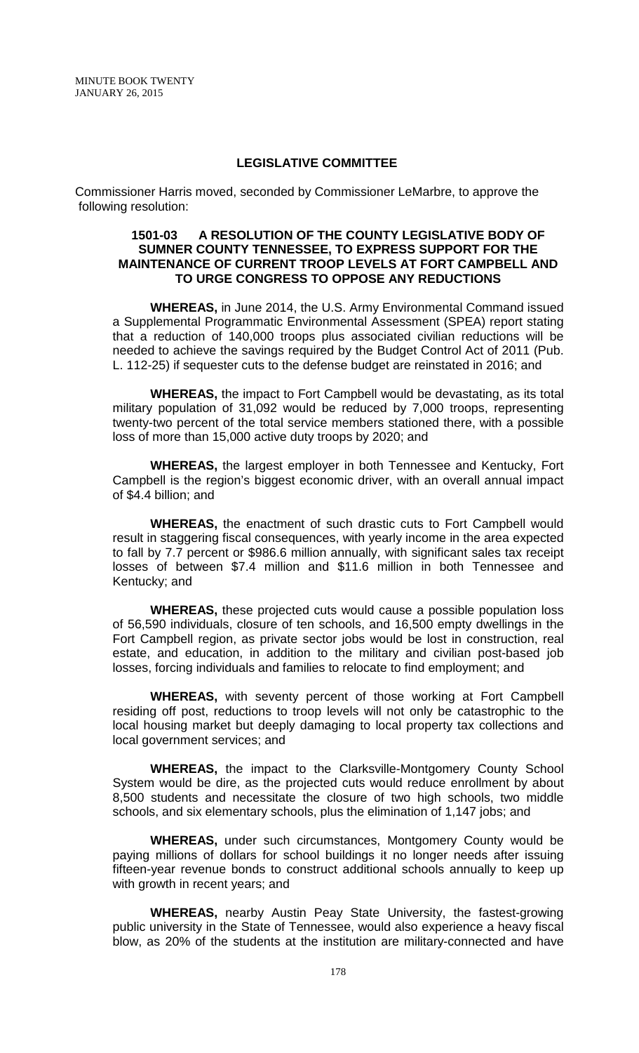## LEGISLATIVE COMMITTEE

Commissioner Harris moved, seconded by Commissioner LeMarbre, to approve the following resolution:

### 1501-03 A RESOLUTION OF THE COUNTY LEGISLATIVE BODY OF SUMNER COUNTY TENNESSEE, TO EXPRESS SUPPORT FOR THE MAINTENANCE OF CURRENT TROOP LEVELS AT FORT CAMPBELL AND TO URGE CONGRESS TO OPPOSE ANY REDUCTIONS

**WHEREAS,** in June 2014, the U.S. Army Environmental Command issued a Supplemental Programmatic Environmental Assessment (SPEA) report stating that a reduction of 140,000 troops plus associated civilian reductions will be needed to achieve the savings required by the Budget Control Act of 2011 (Pub. L. 112-25) if sequester cuts to the defense budget are reinstated in 2016; and

**WHEREAS,** the impact to Fort Campbell would be devastating, as its total military population of 31,092 would be reduced by 7,000 troops, representing twenty-two percent of the total service members stationed there, with a possible loss of more than 15,000 active duty troops by 2020; and

**WHEREAS,** the largest employer in both Tennessee and Kentucky, Fort Campbell is the region's biggest economic driver, with an overall annual impact of $4.4 billion; and

**WHEREAS,** the enactment of such drastic cuts to Fort Campbell would result in staggering fiscal consequences, with yearly income in the area expected to fall by 7.7 percent or $986.6 million annually, with significant sales tax receipt losses of between $7.4 million and $11.6 million in both Tennessee and Kentucky; and

**WHEREAS,** these projected cuts would cause a possible population loss of 56,590 individuals, closure of ten schools, and 16,500 empty dwellings in the Fort Campbell region, as private sector jobs would be lost in construction, real estate, and education, in addition to the military and civilian post-based job losses, forcing individuals and families to relocate to find employment; and

**WHEREAS,** with seventy percent of those working at Fort Campbell residing off post, reductions to troop levels will not only be catastrophic to the local housing market but deeply damaging to local property tax collections and local government services; and

**WHEREAS,** the impact to the Clarksville-Montgomery County School System would be dire, as the projected cuts would reduce enrollment by about 8,500 students and necessitate the closure of two high schools, two middle schools, and six elementary schools, plus the elimination of 1,147 jobs; and

**WHEREAS,** under such circumstances, Montgomery County would be paying millions of dollars for school buildings it no longer needs after issuing fifteen-year revenue bonds to construct additional schools annually to keep up with growth in recent years; and

**WHEREAS,** nearby Austin Peay State University, the fastest-growing public university in the State of Tennessee, would also experience a heavy fiscal blow, as 20% of the students at the institution are military-connected and have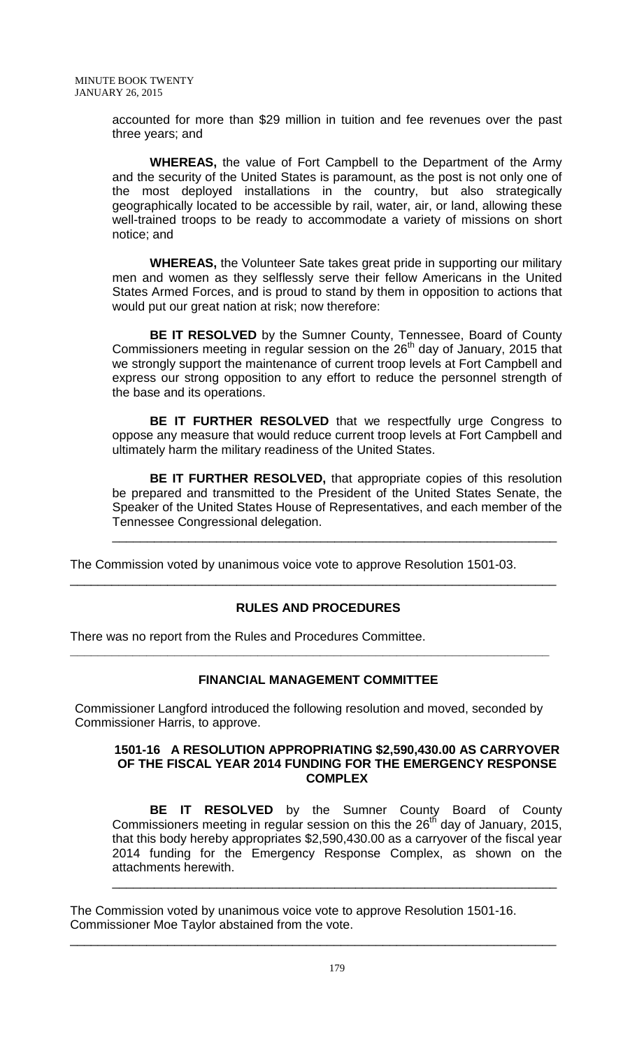accounted for more than $29 million in tuition and fee revenues over the past three years; and

**WHEREAS,** the value of Fort Campbell to the Department of the Army and the security of the United States is paramount, as the post is not only one of the most deployed installations in the country, but also strategically geographically located to be accessible by rail, water, air, or land, allowing these well-trained troops to be ready to accommodate a variety of missions on short notice; and

**WHEREAS,** the Volunteer Sate takes great pride in supporting our military men and women as they selflessly serve their fellow Americans in the United States Armed Forces, and is proud to stand by them in opposition to actions that would put our great nation at risk; now therefore:

**BE IT RESOLVED** by the Sumner County, Tennessee, Board of County Commissioners meeting in regular session on the 26th day of January, 2015 that we strongly support the maintenance of current troop levels at Fort Campbell and express our strong opposition to any effort to reduce the personnel strength of the base and its operations.

**BE IT FURTHER RESOLVED** that we respectfully urge Congress to oppose any measure that would reduce current troop levels at Fort Campbell and ultimately harm the military readiness of the United States.

**BE IT FURTHER RESOLVED,** that appropriate copies of this resolution be prepared and transmitted to the President of the United States Senate, the Speaker of the United States House of Representatives, and each member of the Tennessee Congressional delegation.

---

The Commission voted by unanimous voice vote to approve Resolution 1501-03.

---

## RULES AND PROCEDURES

There was no report from the Rules and Procedures Committee.

---

## FINANCIAL MANAGEMENT COMMITTEE

Commissioner Langford introduced the following resolution and moved, seconded by Commissioner Harris, to approve.

### 1501-16 A RESOLUTION APPROPRIATING $2,590,430.00 AS CARRYOVER OF THE FISCAL YEAR 2014 FUNDING FOR THE EMERGENCY RESPONSE COMPLEX

**BE IT RESOLVED** by the Sumner County Board of County Commissioners meeting in regular session on this the 26th day of January, 2015, that this body hereby appropriates $2,590,430.00 as a carryover of the fiscal year 2014 funding for the Emergency Response Complex, as shown on the attachments herewith.

---

The Commission voted by unanimous voice vote to approve Resolution 1501-16. Commissioner Moe Taylor abstained from the vote.

---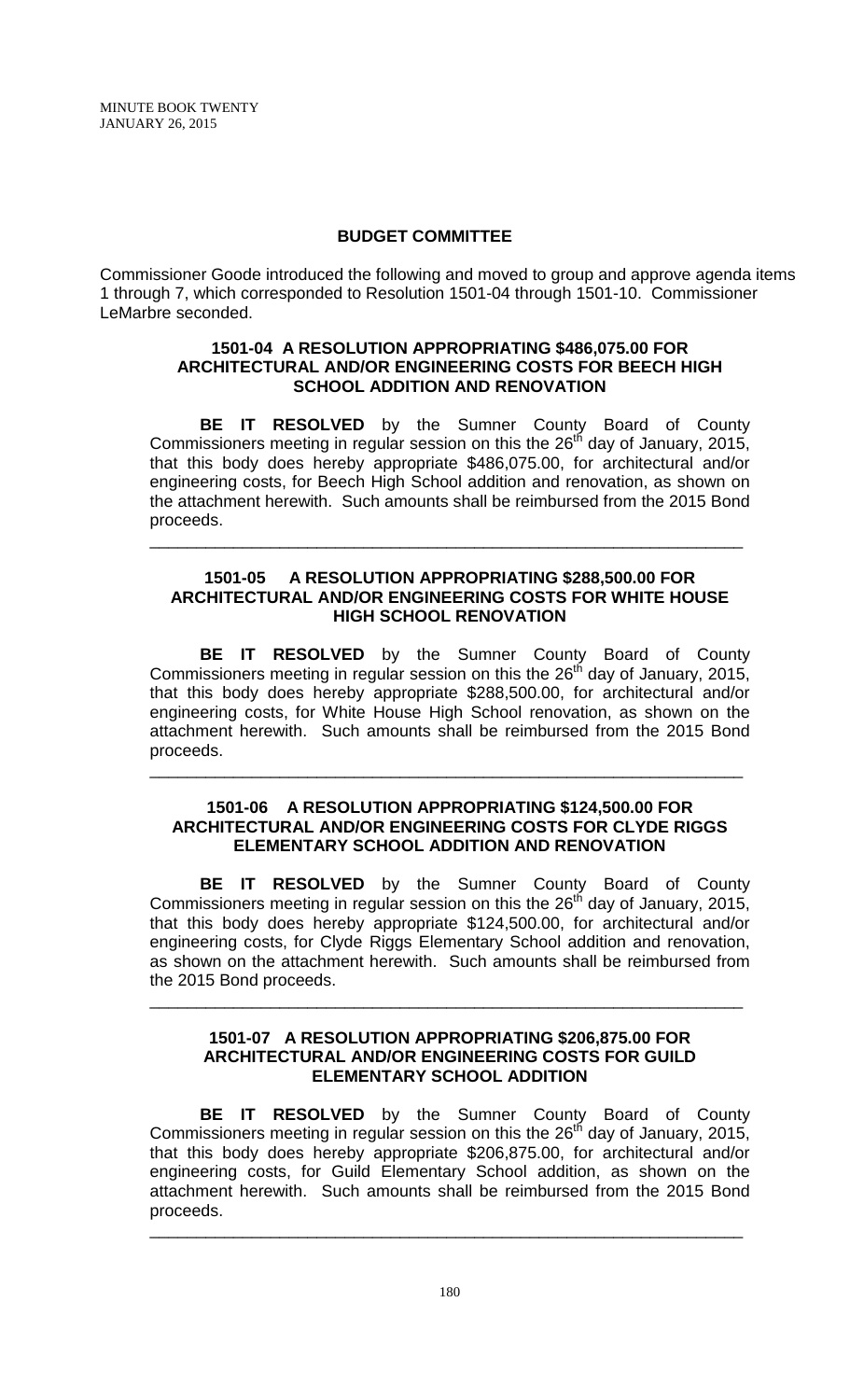## BUDGET COMMITTEE

Commissioner Goode introduced the following and moved to group and approve agenda items 1 through 7, which corresponded to Resolution 1501-04 through 1501-10. Commissioner LeMarbre seconded.

### 1501-04 A RESOLUTION APPROPRIATING $486,075.00 FOR ARCHITECTURAL AND/OR ENGINEERING COSTS FOR BEECH HIGH SCHOOL ADDITION AND RENOVATION

**BE IT RESOLVED** by the Sumner County Board of County Commissioners meeting in regular session on this the 26th day of January, 2015, that this body does hereby appropriate $486,075.00, for architectural and/or engineering costs, for Beech High School addition and renovation, as shown on the attachment herewith. Such amounts shall be reimbursed from the 2015 Bond proceeds.

---

### 1501-05 A RESOLUTION APPROPRIATING $288,500.00 FOR ARCHITECTURAL AND/OR ENGINEERING COSTS FOR WHITE HOUSE HIGH SCHOOL RENOVATION

**BE IT RESOLVED** by the Sumner County Board of County Commissioners meeting in regular session on this the 26th day of January, 2015, that this body does hereby appropriate $288,500.00, for architectural and/or engineering costs, for White House High School renovation, as shown on the attachment herewith. Such amounts shall be reimbursed from the 2015 Bond proceeds.

---

### 1501-06 A RESOLUTION APPROPRIATING $124,500.00 FOR ARCHITECTURAL AND/OR ENGINEERING COSTS FOR CLYDE RIGGS ELEMENTARY SCHOOL ADDITION AND RENOVATION

**BE IT RESOLVED** by the Sumner County Board of County Commissioners meeting in regular session on this the 26th day of January, 2015, that this body does hereby appropriate $124,500.00, for architectural and/or engineering costs, for Clyde Riggs Elementary School addition and renovation, as shown on the attachment herewith. Such amounts shall be reimbursed from the 2015 Bond proceeds.

---

### 1501-07 A RESOLUTION APPROPRIATING $206,875.00 FOR ARCHITECTURAL AND/OR ENGINEERING COSTS FOR GUILD ELEMENTARY SCHOOL ADDITION

**BE IT RESOLVED** by the Sumner County Board of County Commissioners meeting in regular session on this the 26th day of January, 2015, that this body does hereby appropriate $206,875.00, for architectural and/or engineering costs, for Guild Elementary School addition, as shown on the attachment herewith. Such amounts shall be reimbursed from the 2015 Bond proceeds.

---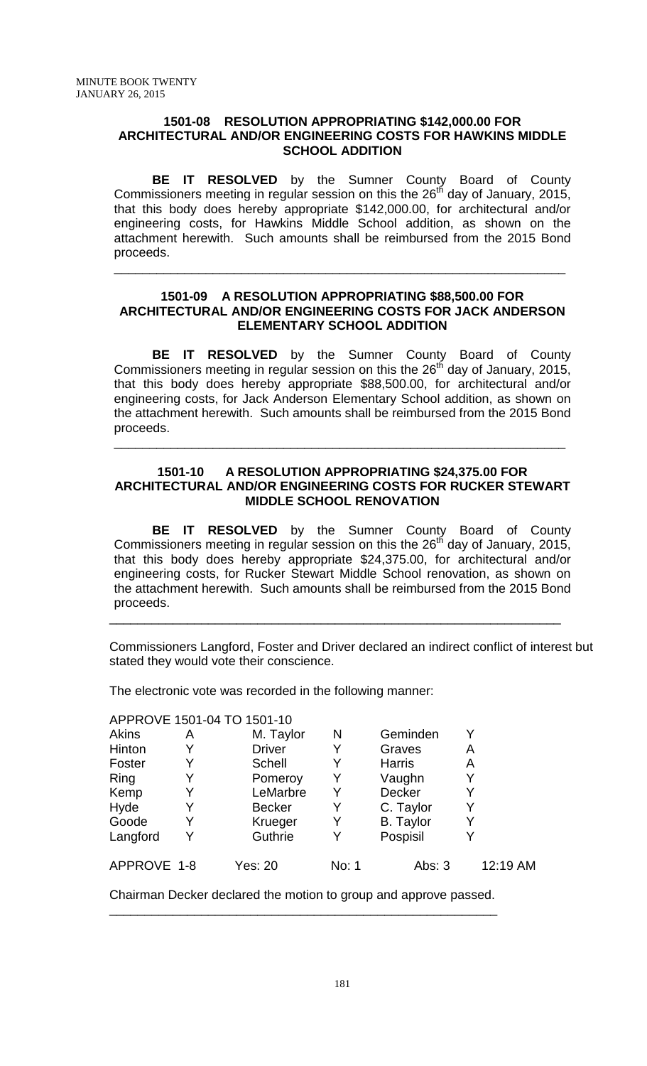### 1501-08 RESOLUTION APPROPRIATING $142,000.00 FOR ARCHITECTURAL AND/OR ENGINEERING COSTS FOR HAWKINS MIDDLE SCHOOL ADDITION

**BE IT RESOLVED** by the Sumner County Board of County Commissioners meeting in regular session on this the 26th day of January, 2015, that this body does hereby appropriate $142,000.00, for architectural and/or engineering costs, for Hawkins Middle School addition, as shown on the attachment herewith. Such amounts shall be reimbursed from the 2015 Bond proceeds.

---

### 1501-09 A RESOLUTION APPROPRIATING $88,500.00 FOR ARCHITECTURAL AND/OR ENGINEERING COSTS FOR JACK ANDERSON ELEMENTARY SCHOOL ADDITION

**BE IT RESOLVED** by the Sumner County Board of County Commissioners meeting in regular session on this the 26th day of January, 2015, that this body does hereby appropriate $88,500.00, for architectural and/or engineering costs, for Jack Anderson Elementary School addition, as shown on the attachment herewith. Such amounts shall be reimbursed from the 2015 Bond proceeds.

---

### 1501-10 A RESOLUTION APPROPRIATING $24,375.00 FOR ARCHITECTURAL AND/OR ENGINEERING COSTS FOR RUCKER STEWART MIDDLE SCHOOL RENOVATION

**BE IT RESOLVED** by the Sumner County Board of County Commissioners meeting in regular session on this the 26th day of January, 2015, that this body does hereby appropriate $24,375.00, for architectural and/or engineering costs, for Rucker Stewart Middle School renovation, as shown on the attachment herewith. Such amounts shall be reimbursed from the 2015 Bond proceeds.

---

Commissioners Langford, Foster and Driver declared an indirect conflict of interest but stated they would vote their conscience.

The electronic vote was recorded in the following manner:

APPROVE 1501-04 TO 1501-10

| | | | | | |
|---|---|---|---|---|---|
| Akins | A | M. Taylor | N | Geminden | Y |
| Hinton | Y | Driver | Y | Graves | A |
| Foster | Y | Schell | Y | Harris | A |
| Ring | Y | Pomeroy | Y | Vaughn | Y |
| Kemp | Y | LeMarbre | Y | Decker | Y |
| Hyde | Y | Becker | Y | C. Taylor | Y |
| Goode | Y | Krueger | Y | B. Taylor | Y |
| Langford | Y | Guthrie | Y | Pospisil | Y |

APPROVE 1-8 Yes: 20 No: 1 Abs: 3 12:19 AM

Chairman Decker declared the motion to group and approve passed.

---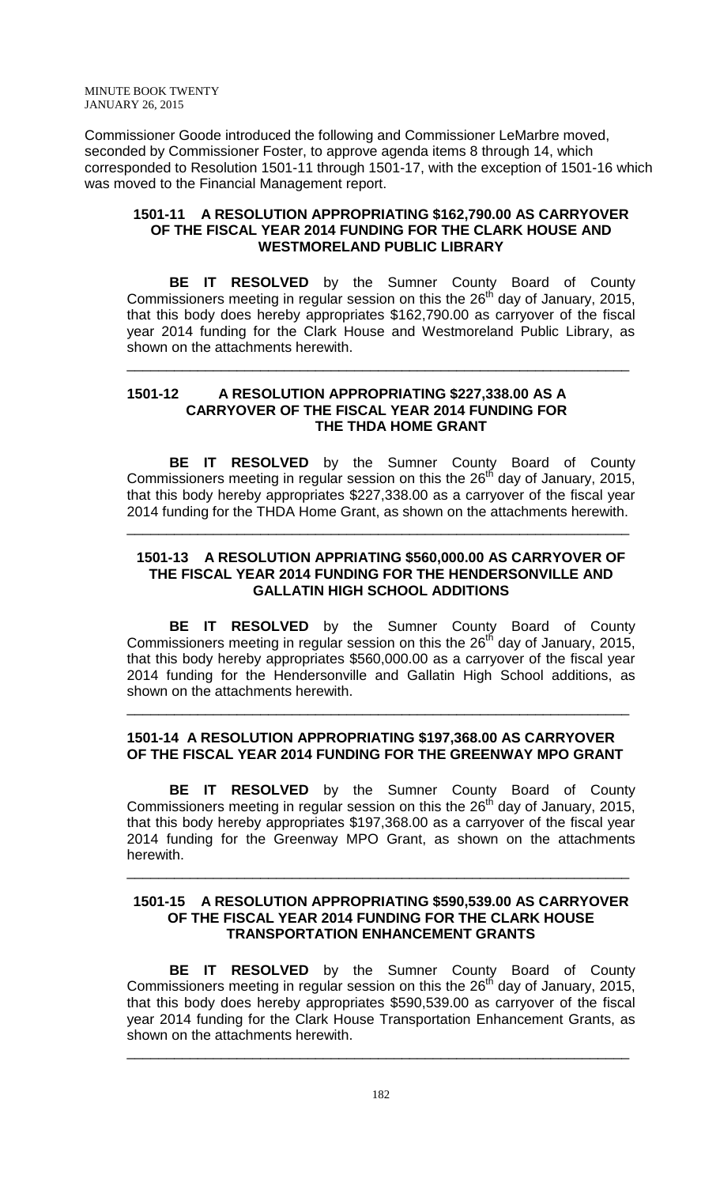Commissioner Goode introduced the following and Commissioner LeMarbre moved, seconded by Commissioner Foster, to approve agenda items 8 through 14, which corresponded to Resolution 1501-11 through 1501-17, with the exception of 1501-16 which was moved to the Financial Management report.

**1501-11 A RESOLUTION APPROPRIATING $162,790.00 AS CARRYOVER OF THE FISCAL YEAR 2014 FUNDING FOR THE CLARK HOUSE AND WESTMORELAND PUBLIC LIBRARY**

**BE IT RESOLVED** by the Sumner County Board of County Commissioners meeting in regular session on this the 26th day of January, 2015, that this body does hereby appropriates $162,790.00 as carryover of the fiscal year 2014 funding for the Clark House and Westmoreland Public Library, as shown on the attachments herewith.

---

**1501-12 A RESOLUTION APPROPRIATING $227,338.00 AS A CARRYOVER OF THE FISCAL YEAR 2014 FUNDING FOR THE THDA HOME GRANT**

**BE IT RESOLVED** by the Sumner County Board of County Commissioners meeting in regular session on this the 26th day of January, 2015, that this body hereby appropriates $227,338.00 as a carryover of the fiscal year 2014 funding for the THDA Home Grant, as shown on the attachments herewith.

---

**1501-13 A RESOLUTION APPRIATING $560,000.00 AS CARRYOVER OF THE FISCAL YEAR 2014 FUNDING FOR THE HENDERSONVILLE AND GALLATIN HIGH SCHOOL ADDITIONS**

**BE IT RESOLVED** by the Sumner County Board of County Commissioners meeting in regular session on this the 26th day of January, 2015, that this body hereby appropriates $560,000.00 as a carryover of the fiscal year 2014 funding for the Hendersonville and Gallatin High School additions, as shown on the attachments herewith.

---

**1501-14 A RESOLUTION APPROPRIATING $197,368.00 AS CARRYOVER OF THE FISCAL YEAR 2014 FUNDING FOR THE GREENWAY MPO GRANT**

**BE IT RESOLVED** by the Sumner County Board of County Commissioners meeting in regular session on this the 26th day of January, 2015, that this body hereby appropriates $197,368.00 as a carryover of the fiscal year 2014 funding for the Greenway MPO Grant, as shown on the attachments herewith.

---

**1501-15 A RESOLUTION APPROPRIATING $590,539.00 AS CARRYOVER OF THE FISCAL YEAR 2014 FUNDING FOR THE CLARK HOUSE TRANSPORTATION ENHANCEMENT GRANTS**

**BE IT RESOLVED** by the Sumner County Board of County Commissioners meeting in regular session on this the 26th day of January, 2015, that this body does hereby appropriates $590,539.00 as carryover of the fiscal year 2014 funding for the Clark House Transportation Enhancement Grants, as shown on the attachments herewith.

---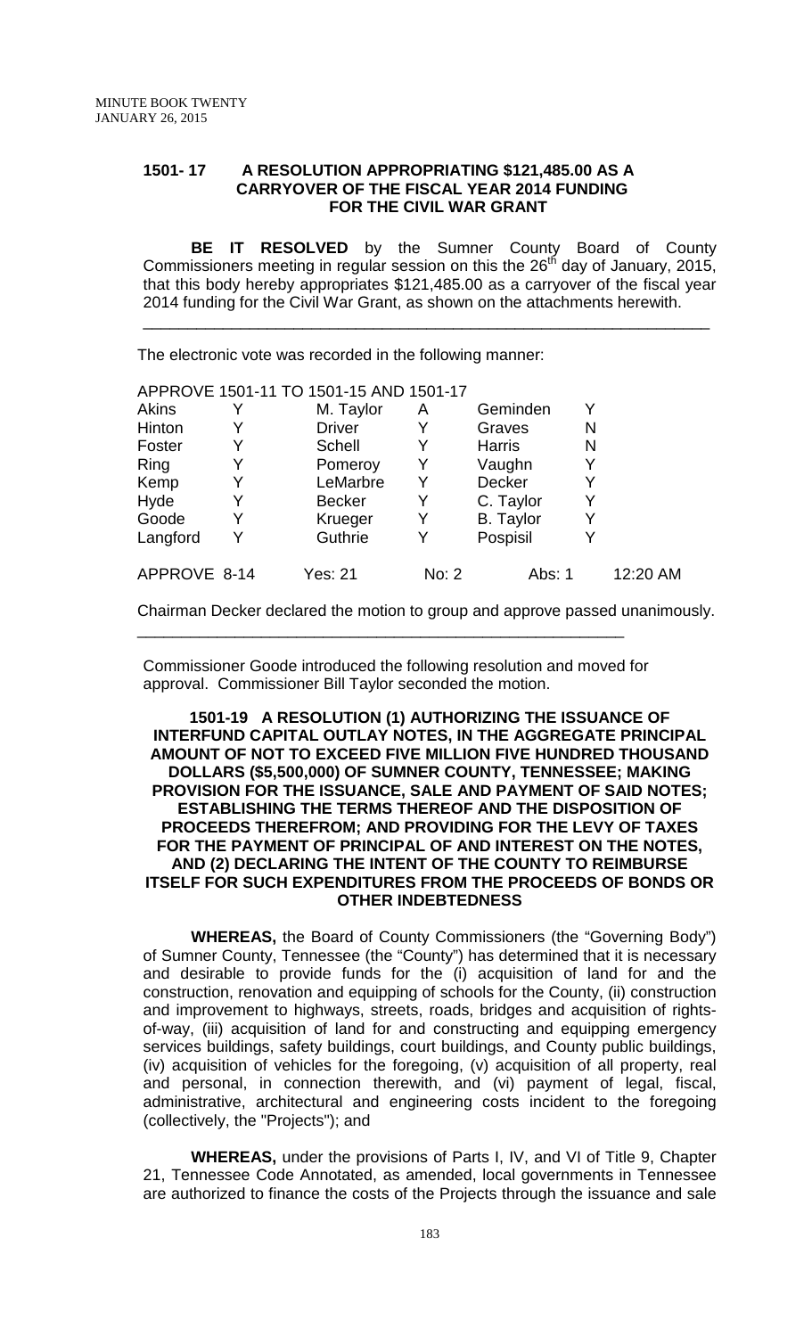## 1501- 17 A RESOLUTION APPROPRIATING $121,485.00 AS A CARRYOVER OF THE FISCAL YEAR 2014 FUNDING FOR THE CIVIL WAR GRANT

**BE IT RESOLVED** by the Sumner County Board of County Commissioners meeting in regular session on this the 26th day of January, 2015, that this body hereby appropriates $121,485.00 as a carryover of the fiscal year 2014 funding for the Civil War Grant, as shown on the attachments herewith.

---

The electronic vote was recorded in the following manner:

APPROVE 1501-11 TO 1501-15 AND 1501-17

| | | | | | |
|---|---|---|---|---|---|
| Akins | Y | M. Taylor | A | Geminden | Y |
| Hinton | Y | Driver | Y | Graves | N |
| Foster | Y | Schell | Y | Harris | N |
| Ring | Y | Pomeroy | Y | Vaughn | Y |
| Kemp | Y | LeMarbre | Y | Decker | Y |
| Hyde | Y | Becker | Y | C. Taylor | Y |
| Goode | Y | Krueger | Y | B. Taylor | Y |
| Langford | Y | Guthrie | Y | Pospisil | Y |

APPROVE 8-14 Yes: 21 No: 2 Abs: 1 12:20 AM

Chairman Decker declared the motion to group and approve passed unanimously.

---

Commissioner Goode introduced the following resolution and moved for approval. Commissioner Bill Taylor seconded the motion.

## 1501-19 A RESOLUTION (1) AUTHORIZING THE ISSUANCE OF INTERFUND CAPITAL OUTLAY NOTES, IN THE AGGREGATE PRINCIPAL AMOUNT OF NOT TO EXCEED FIVE MILLION FIVE HUNDRED THOUSAND DOLLARS ($5,500,000) OF SUMNER COUNTY, TENNESSEE; MAKING PROVISION FOR THE ISSUANCE, SALE AND PAYMENT OF SAID NOTES; ESTABLISHING THE TERMS THEREOF AND THE DISPOSITION OF PROCEEDS THEREFROM; AND PROVIDING FOR THE LEVY OF TAXES FOR THE PAYMENT OF PRINCIPAL OF AND INTEREST ON THE NOTES, AND (2) DECLARING THE INTENT OF THE COUNTY TO REIMBURSE ITSELF FOR SUCH EXPENDITURES FROM THE PROCEEDS OF BONDS OR OTHER INDEBTEDNESS

**WHEREAS,** the Board of County Commissioners (the "Governing Body") of Sumner County, Tennessee (the "County") has determined that it is necessary and desirable to provide funds for the (i) acquisition of land for and the construction, renovation and equipping of schools for the County, (ii) construction and improvement to highways, streets, roads, bridges and acquisition of rights-of-way, (iii) acquisition of land for and constructing and equipping emergency services buildings, safety buildings, court buildings, and County public buildings, (iv) acquisition of vehicles for the foregoing, (v) acquisition of all property, real and personal, in connection therewith, and (vi) payment of legal, fiscal, administrative, architectural and engineering costs incident to the foregoing (collectively, the "Projects"); and

**WHEREAS,** under the provisions of Parts I, IV, and VI of Title 9, Chapter 21, Tennessee Code Annotated, as amended, local governments in Tennessee are authorized to finance the costs of the Projects through the issuance and sale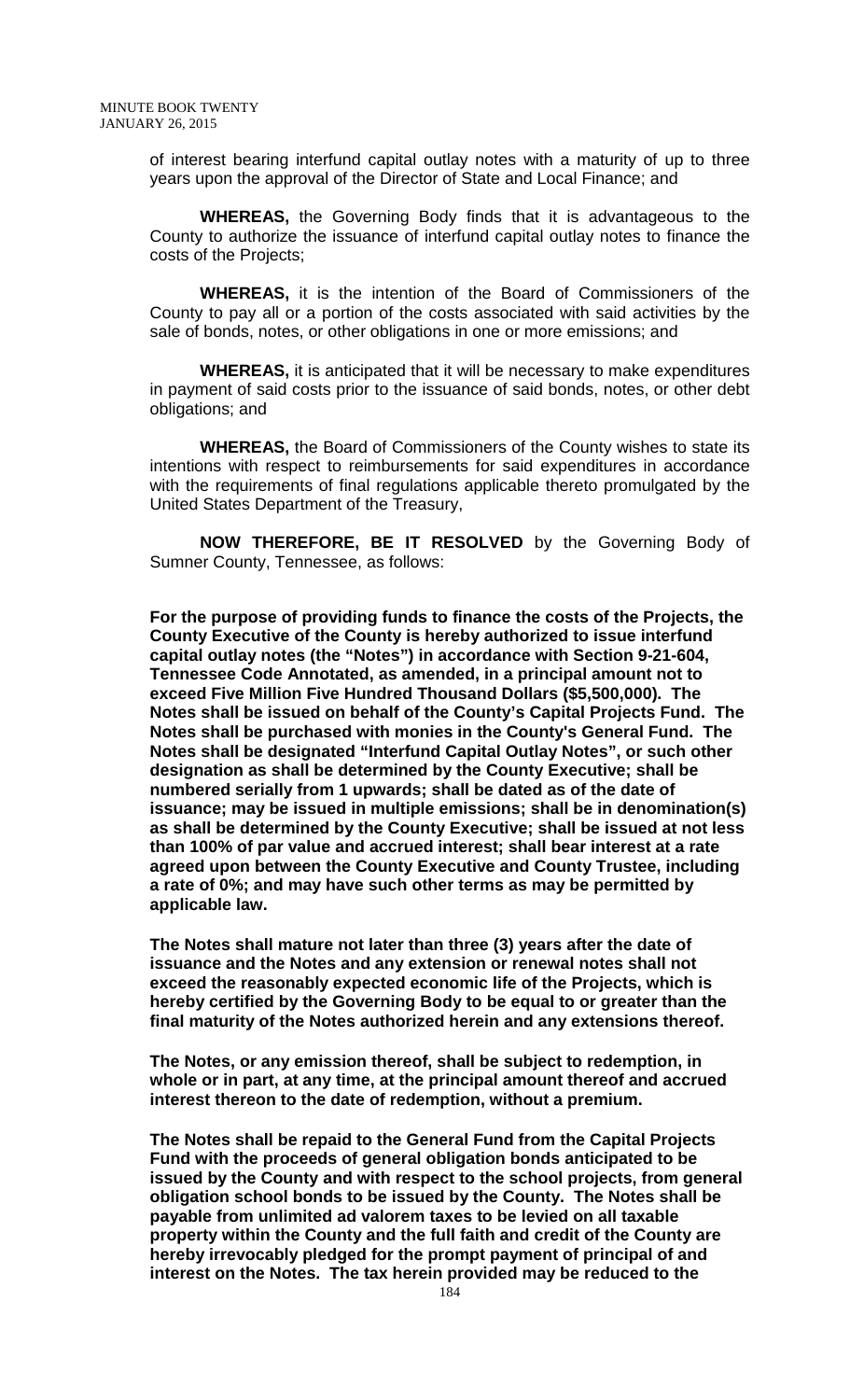of interest bearing interfund capital outlay notes with a maturity of up to three years upon the approval of the Director of State and Local Finance; and

**WHEREAS,** the Governing Body finds that it is advantageous to the County to authorize the issuance of interfund capital outlay notes to finance the costs of the Projects;

**WHEREAS,** it is the intention of the Board of Commissioners of the County to pay all or a portion of the costs associated with said activities by the sale of bonds, notes, or other obligations in one or more emissions; and

**WHEREAS,** it is anticipated that it will be necessary to make expenditures in payment of said costs prior to the issuance of said bonds, notes, or other debt obligations; and

**WHEREAS,** the Board of Commissioners of the County wishes to state its intentions with respect to reimbursements for said expenditures in accordance with the requirements of final regulations applicable thereto promulgated by the United States Department of the Treasury,

**NOW THEREFORE, BE IT RESOLVED** by the Governing Body of Sumner County, Tennessee, as follows:

**For the purpose of providing funds to finance the costs of the Projects, the County Executive of the County is hereby authorized to issue interfund capital outlay notes (the "Notes") in accordance with Section 9-21-604, Tennessee Code Annotated, as amended, in a principal amount not to exceed Five Million Five Hundred Thousand Dollars ($5,500,000). The Notes shall be issued on behalf of the County's Capital Projects Fund. The Notes shall be purchased with monies in the County's General Fund. The Notes shall be designated "Interfund Capital Outlay Notes", or such other designation as shall be determined by the County Executive; shall be numbered serially from 1 upwards; shall be dated as of the date of issuance; may be issued in multiple emissions; shall be in denomination(s) as shall be determined by the County Executive; shall be issued at not less than 100% of par value and accrued interest; shall bear interest at a rate agreed upon between the County Executive and County Trustee, including a rate of 0%; and may have such other terms as may be permitted by applicable law.**

**The Notes shall mature not later than three (3) years after the date of issuance and the Notes and any extension or renewal notes shall not exceed the reasonably expected economic life of the Projects, which is hereby certified by the Governing Body to be equal to or greater than the final maturity of the Notes authorized herein and any extensions thereof.**

**The Notes, or any emission thereof, shall be subject to redemption, in whole or in part, at any time, at the principal amount thereof and accrued interest thereon to the date of redemption, without a premium.**

**The Notes shall be repaid to the General Fund from the Capital Projects Fund with the proceeds of general obligation bonds anticipated to be issued by the County and with respect to the school projects, from general obligation school bonds to be issued by the County. The Notes shall be payable from unlimited ad valorem taxes to be levied on all taxable property within the County and the full faith and credit of the County are hereby irrevocably pledged for the prompt payment of principal of and interest on the Notes. The tax herein provided may be reduced to the**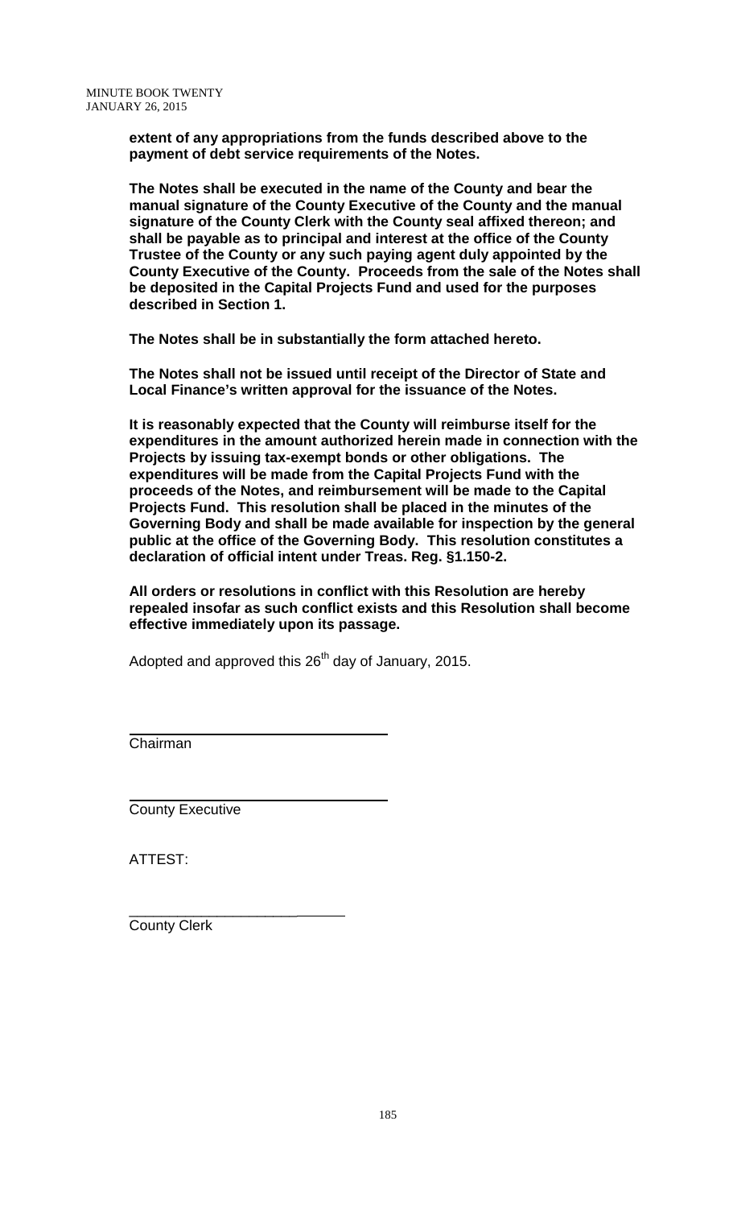**extent of any appropriations from the funds described above to the payment of debt service requirements of the Notes.**

**The Notes shall be executed in the name of the County and bear the manual signature of the County Executive of the County and the manual signature of the County Clerk with the County seal affixed thereon; and shall be payable as to principal and interest at the office of the County Trustee of the County or any such paying agent duly appointed by the County Executive of the County. Proceeds from the sale of the Notes shall be deposited in the Capital Projects Fund and used for the purposes described in Section 1.**

**The Notes shall be in substantially the form attached hereto.**

**The Notes shall not be issued until receipt of the Director of State and Local Finance's written approval for the issuance of the Notes.**

**It is reasonably expected that the County will reimburse itself for the expenditures in the amount authorized herein made in connection with the Projects by issuing tax-exempt bonds or other obligations. The expenditures will be made from the Capital Projects Fund with the proceeds of the Notes, and reimbursement will be made to the Capital Projects Fund. This resolution shall be placed in the minutes of the Governing Body and shall be made available for inspection by the general public at the office of the Governing Body. This resolution constitutes a declaration of official intent under Treas. Reg. §1.150-2.**

**All orders or resolutions in conflict with this Resolution are hereby repealed insofar as such conflict exists and this Resolution shall become effective immediately upon its passage.**

Adopted and approved this 26th day of January, 2015.

\_\_\_\_\_\_\_\_\_\_\_\_\_\_\_\_\_\_\_\_\_\_\_\_\_\_\_\_\_\_
Chairman

\_\_\_\_\_\_\_\_\_\_\_\_\_\_\_\_\_\_\_\_\_\_\_\_\_\_\_\_\_\_
County Executive

ATTEST:

\_\_\_\_\_\_\_\_\_\_\_\_\_\_\_\_\_\_\_\_\_\_\_\_\_\_\_\_\_\_
County Clerk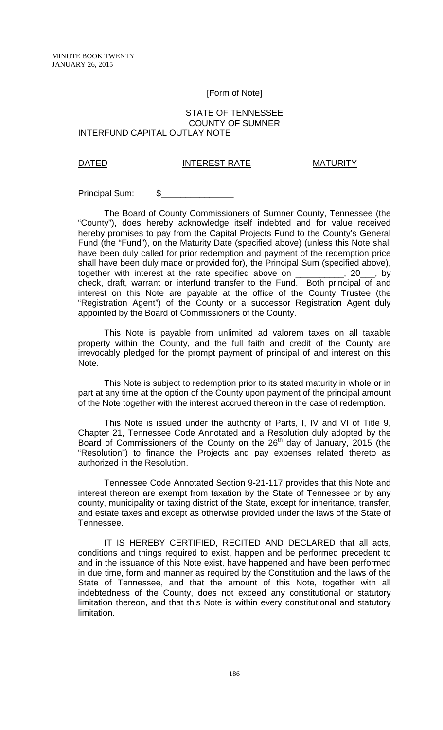[Form of Note]

STATE OF TENNESSEE
COUNTY OF SUMNER
INTERFUND CAPITAL OUTLAY NOTE

| DATED | INTEREST RATE | MATURITY |
|---|---|---|

Principal Sum: $_______________

The Board of County Commissioners of Sumner County, Tennessee (the "County"), does hereby acknowledge itself indebted and for value received hereby promises to pay from the Capital Projects Fund to the County's General Fund (the "Fund"), on the Maturity Date (specified above) (unless this Note shall have been duly called for prior redemption and payment of the redemption price shall have been duly made or provided for), the Principal Sum (specified above), together with interest at the rate specified above on __________, 20___, by check, draft, warrant or interfund transfer to the Fund. Both principal of and interest on this Note are payable at the office of the County Trustee (the "Registration Agent") of the County or a successor Registration Agent duly appointed by the Board of Commissioners of the County.

This Note is payable from unlimited ad valorem taxes on all taxable property within the County, and the full faith and credit of the County are irrevocably pledged for the prompt payment of principal of and interest on this Note.

This Note is subject to redemption prior to its stated maturity in whole or in part at any time at the option of the County upon payment of the principal amount of the Note together with the interest accrued thereon in the case of redemption.

This Note is issued under the authority of Parts, I, IV and VI of Title 9, Chapter 21, Tennessee Code Annotated and a Resolution duly adopted by the Board of Commissioners of the County on the 26th day of January, 2015 (the "Resolution") to finance the Projects and pay expenses related thereto as authorized in the Resolution.

Tennessee Code Annotated Section 9-21-117 provides that this Note and interest thereon are exempt from taxation by the State of Tennessee or by any county, municipality or taxing district of the State, except for inheritance, transfer, and estate taxes and except as otherwise provided under the laws of the State of Tennessee.

IT IS HEREBY CERTIFIED, RECITED AND DECLARED that all acts, conditions and things required to exist, happen and be performed precedent to and in the issuance of this Note exist, have happened and have been performed in due time, form and manner as required by the Constitution and the laws of the State of Tennessee, and that the amount of this Note, together with all indebtedness of the County, does not exceed any constitutional or statutory limitation thereon, and that this Note is within every constitutional and statutory limitation.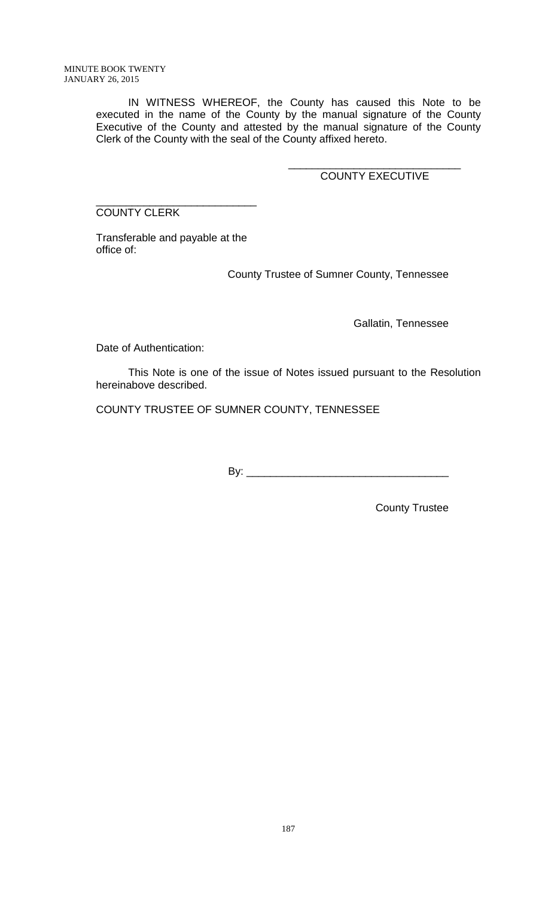IN WITNESS WHEREOF, the County has caused this Note to be executed in the name of the County by the manual signature of the County Executive of the County and attested by the manual signature of the County Clerk of the County with the seal of the County affixed hereto.

______________________________
COUNTY EXECUTIVE

____________________________
COUNTY CLERK

Transferable and payable at the office of:

County Trustee of Sumner County, Tennessee

Gallatin, Tennessee

Date of Authentication:

This Note is one of the issue of Notes issued pursuant to the Resolution hereinabove described.

COUNTY TRUSTEE OF SUMNER COUNTY, TENNESSEE

By: __________________________________

County Trustee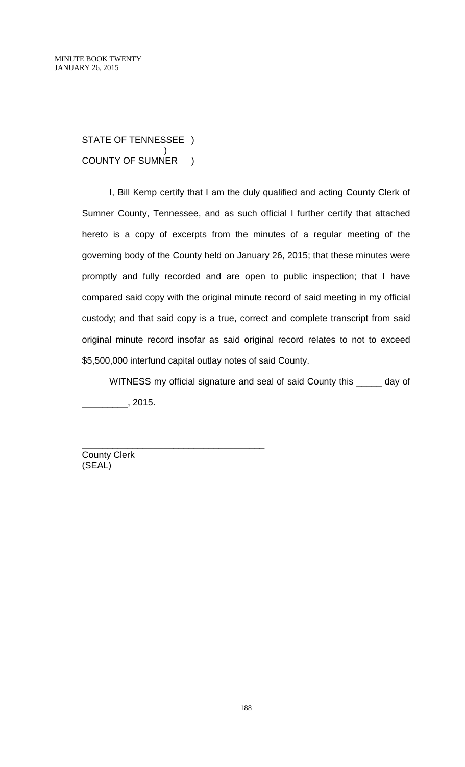STATE OF TENNESSEE )
)
COUNTY OF SUMNER )

I, Bill Kemp certify that I am the duly qualified and acting County Clerk of Sumner County, Tennessee, and as such official I further certify that attached hereto is a copy of excerpts from the minutes of a regular meeting of the governing body of the County held on January 26, 2015; that these minutes were promptly and fully recorded and are open to public inspection; that I have compared said copy with the original minute record of said meeting in my official custody; and that said copy is a true, correct and complete transcript from said original minute record insofar as said original record relates to not to exceed $5,500,000 interfund capital outlay notes of said County.

WITNESS my official signature and seal of said County this _____ day of _________, 2015.

____________________________________
County Clerk
(SEAL)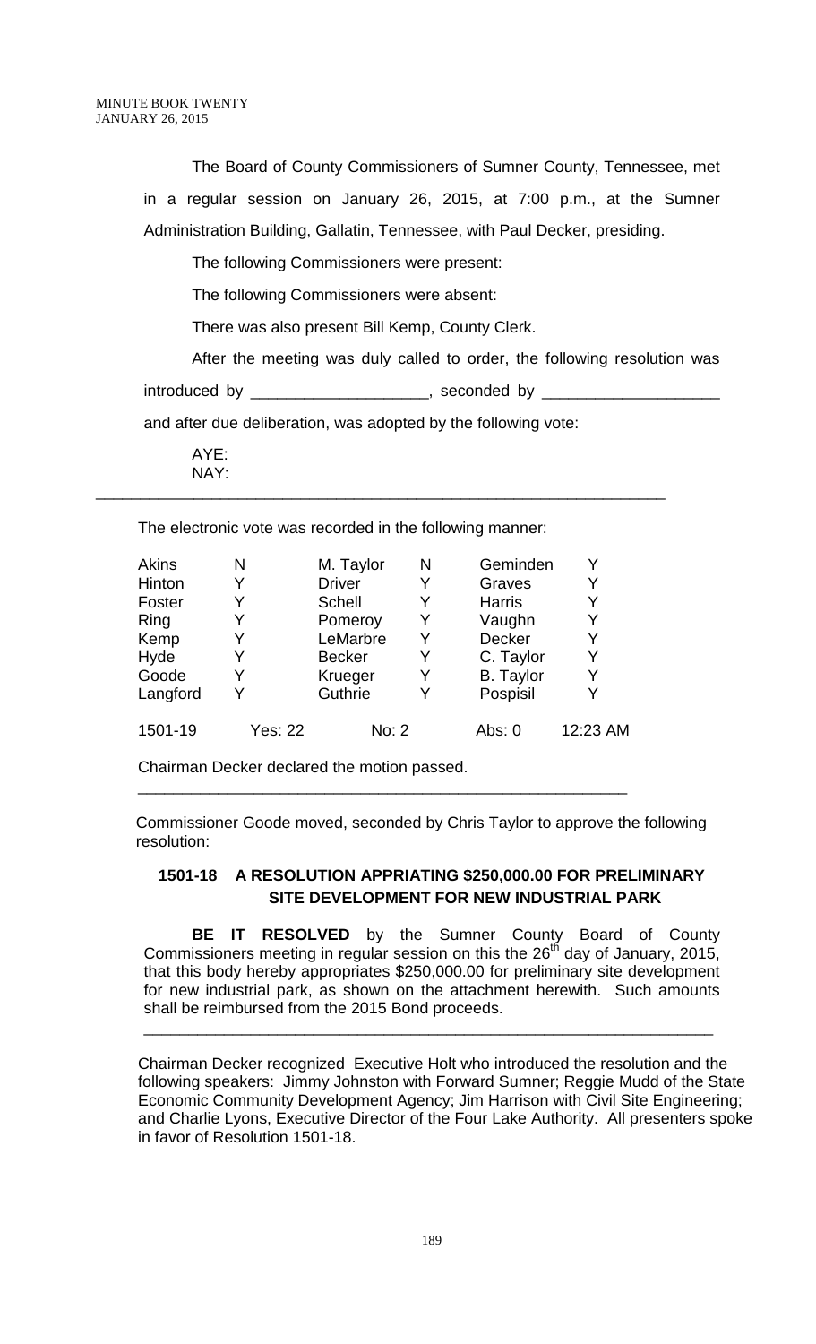The Board of County Commissioners of Sumner County, Tennessee, met in a regular session on January 26, 2015, at 7:00 p.m., at the Sumner Administration Building, Gallatin, Tennessee, with Paul Decker, presiding.

The following Commissioners were present:

The following Commissioners were absent:

There was also present Bill Kemp, County Clerk.

After the meeting was duly called to order, the following resolution was introduced by ___________________, seconded by ___________________ and after due deliberation, was adopted by the following vote:

AYE:
NAY:

---

The electronic vote was recorded in the following manner:

| | | | | | |
|---|---|---|---|---|---|
| Akins | N | M. Taylor | N | Geminden | Y |
| Hinton | Y | Driver | Y | Graves | Y |
| Foster | Y | Schell | Y | Harris | Y |
| Ring | Y | Pomeroy | Y | Vaughn | Y |
| Kemp | Y | LeMarbre | Y | Decker | Y |
| Hyde | Y | Becker | Y | C. Taylor | Y |
| Goode | Y | Krueger | Y | B. Taylor | Y |
| Langford | Y | Guthrie | Y | Pospisil | Y |
| 1501-19 | Yes: 22 | No: 2 | | Abs: 0 | 12:23 AM |

Chairman Decker declared the motion passed.

---

Commissioner Goode moved, seconded by Chris Taylor to approve the following resolution:

**1501-18 A RESOLUTION APPRIATING $250,000.00 FOR PRELIMINARY SITE DEVELOPMENT FOR NEW INDUSTRIAL PARK**

**BE IT RESOLVED** by the Sumner County Board of County Commissioners meeting in regular session on this the 26th day of January, 2015, that this body hereby appropriates $250,000.00 for preliminary site development for new industrial park, as shown on the attachment herewith. Such amounts shall be reimbursed from the 2015 Bond proceeds.

---

Chairman Decker recognized Executive Holt who introduced the resolution and the following speakers: Jimmy Johnston with Forward Sumner; Reggie Mudd of the State Economic Community Development Agency; Jim Harrison with Civil Site Engineering; and Charlie Lyons, Executive Director of the Four Lake Authority. All presenters spoke in favor of Resolution 1501-18.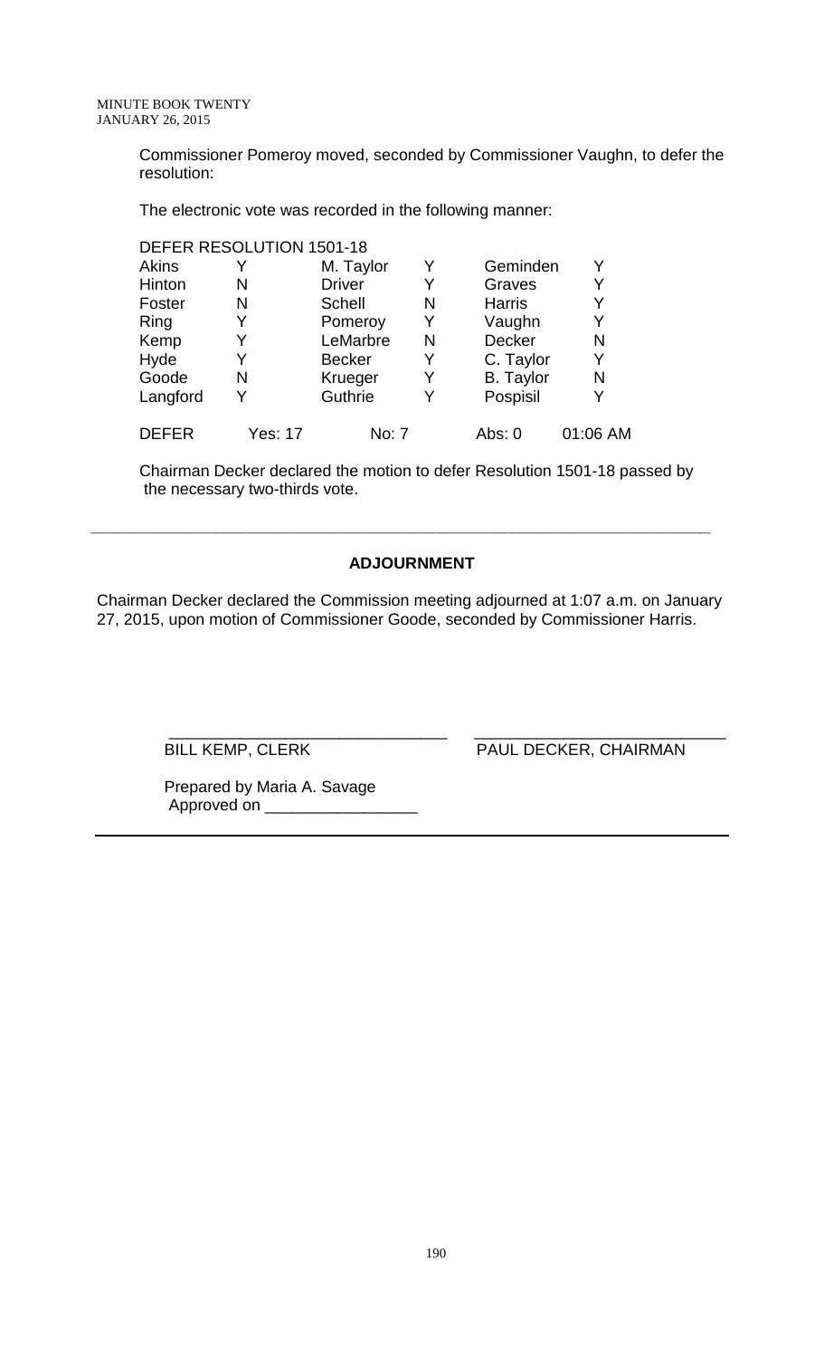Commissioner Pomeroy moved, seconded by Commissioner Vaughn, to defer the resolution:

The electronic vote was recorded in the following manner:

| DEFER RESOLUTION 1501-18 | | | | | |
|---|---|---|---|---|---|
| Akins | Y | M. Taylor | Y | Geminden | Y |
| Hinton | N | Driver | Y | Graves | Y |
| Foster | N | Schell | N | Harris | Y |
| Ring | Y | Pomeroy | Y | Vaughn | Y |
| Kemp | Y | LeMarbre | N | Decker | N |
| Hyde | Y | Becker | Y | C. Taylor | Y |
| Goode | N | Krueger | Y | B. Taylor | N |
| Langford | Y | Guthrie | Y | Pospisil | Y |
| DEFER | Yes: 17 | No: 7 | | Abs: 0 | 01:06 AM |

Chairman Decker declared the motion to defer Resolution 1501-18 passed by the necessary two-thirds vote.

---

## ADJOURNMENT

Chairman Decker declared the Commission meeting adjourned at 1:07 a.m. on January 27, 2015, upon motion of Commissioner Goode, seconded by Commissioner Harris.

\_\_\_\_\_\_\_\_\_\_\_\_\_\_\_\_\_\_\_\_\_\_\_\_\_\_\_\_\_\_ BILL KEMP, CLERK

\_\_\_\_\_\_\_\_\_\_\_\_\_\_\_\_\_\_\_\_\_\_\_\_\_\_\_\_\_\_ PAUL DECKER, CHAIRMAN

Prepared by Maria A. Savage
Approved on \_\_\_\_\_\_\_\_\_\_\_\_\_\_\_\_